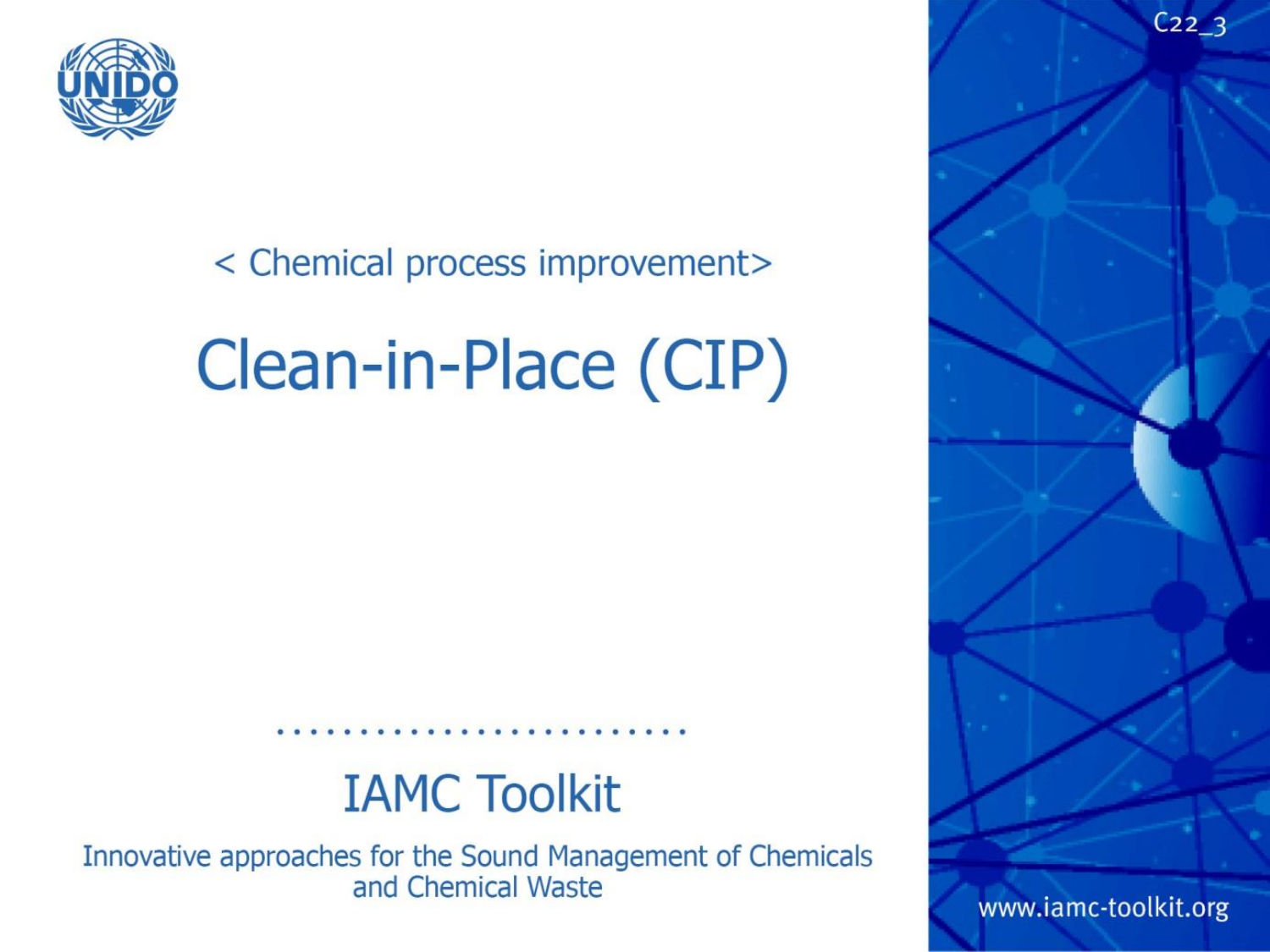< Chemical process improvement>

# Clean-in-Place (CIP)

## IAMC Toolkit

Innovative approaches for the Sound Management of Chemicals and Chemical Waste

www.iamc-toolkit.org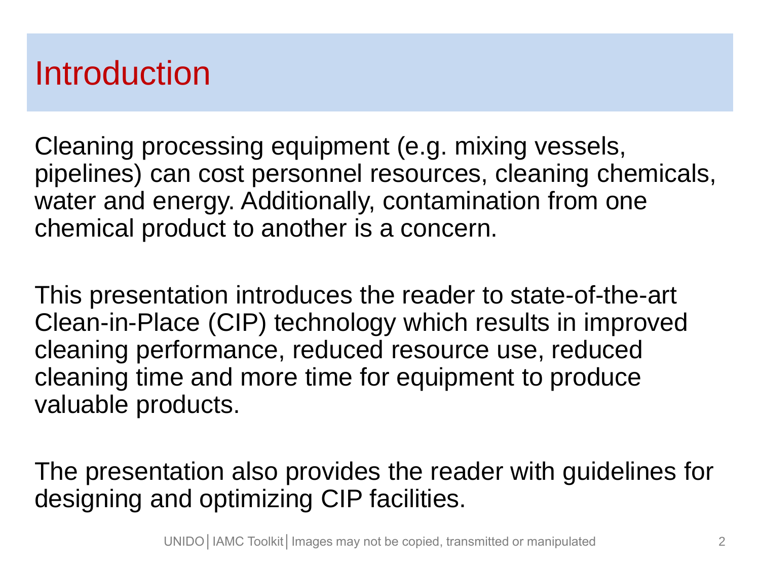# Introduction

Cleaning processing equipment (e.g. mixing vessels, pipelines) can cost personnel resources, cleaning chemicals, water and energy. Additionally, contamination from one chemical product to another is a concern.

This presentation introduces the reader to state-of-the-art Clean-in-Place (CIP) technology which results in improved cleaning performance, reduced resource use, reduced cleaning time and more time for equipment to produce valuable products.

The presentation also provides the reader with guidelines for designing and optimizing CIP facilities.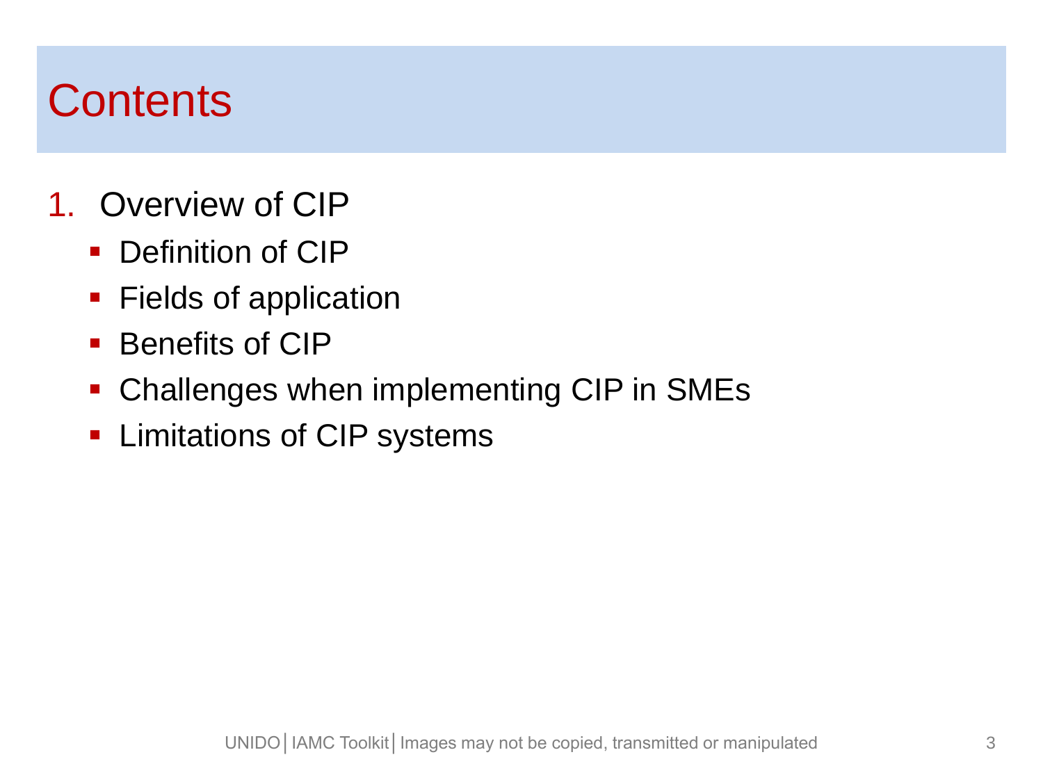# Contents

1. Overview of CIP
   - Definition of CIP
   - Fields of application
   - Benefits of CIP
   - Challenges when implementing CIP in SMEs
   - Limitations of CIP systems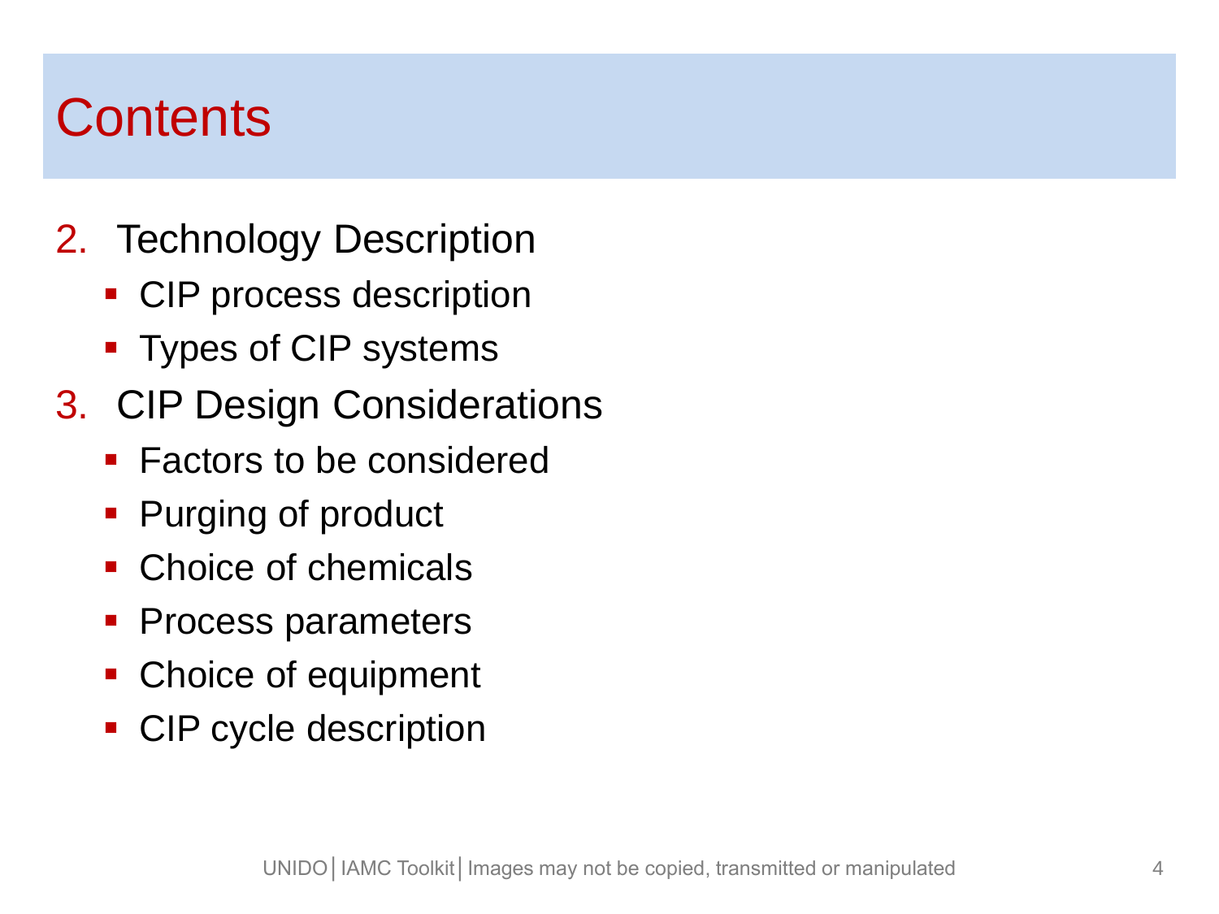# Contents

2. Technology Description
   - CIP process description
   - Types of CIP systems
3. CIP Design Considerations
   - Factors to be considered
   - Purging of product
   - Choice of chemicals
   - Process parameters
   - Choice of equipment
   - CIP cycle description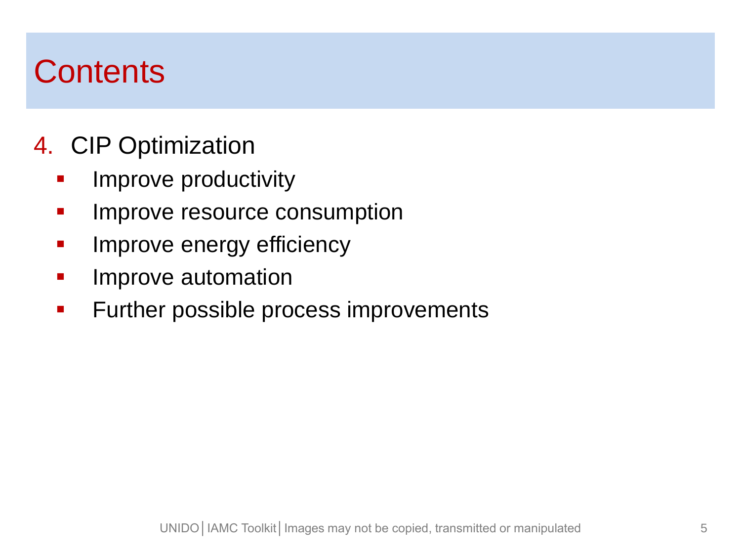# Contents

4. CIP Optimization
   - Improve productivity
   - Improve resource consumption
   - Improve energy efficiency
   - Improve automation
   - Further possible process improvements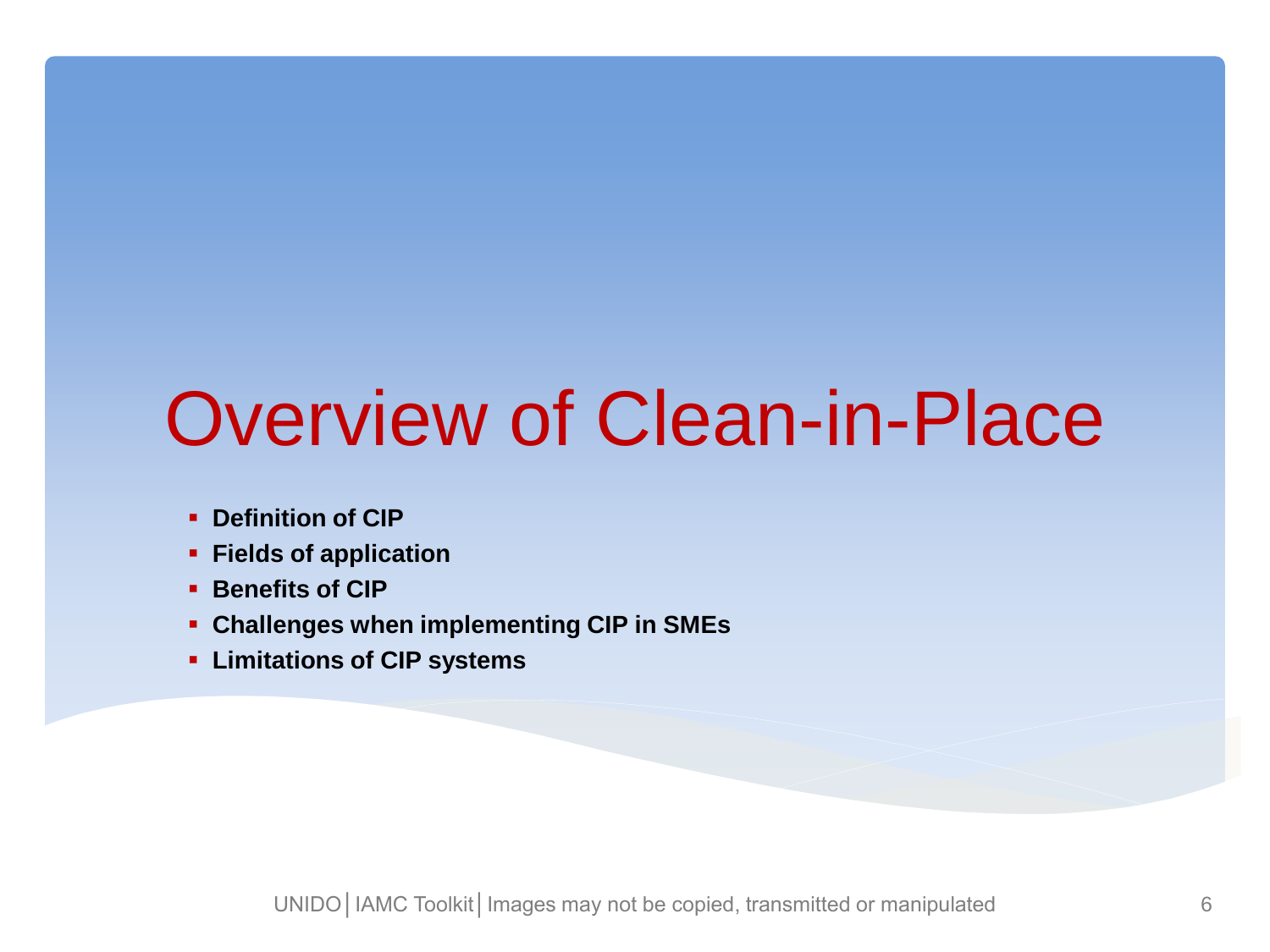# Overview of Clean-in-Place

- **Definition of CIP**
- **Fields of application**
- **Benefits of CIP**
- **Challenges when implementing CIP in SMEs**
- **Limitations of CIP systems**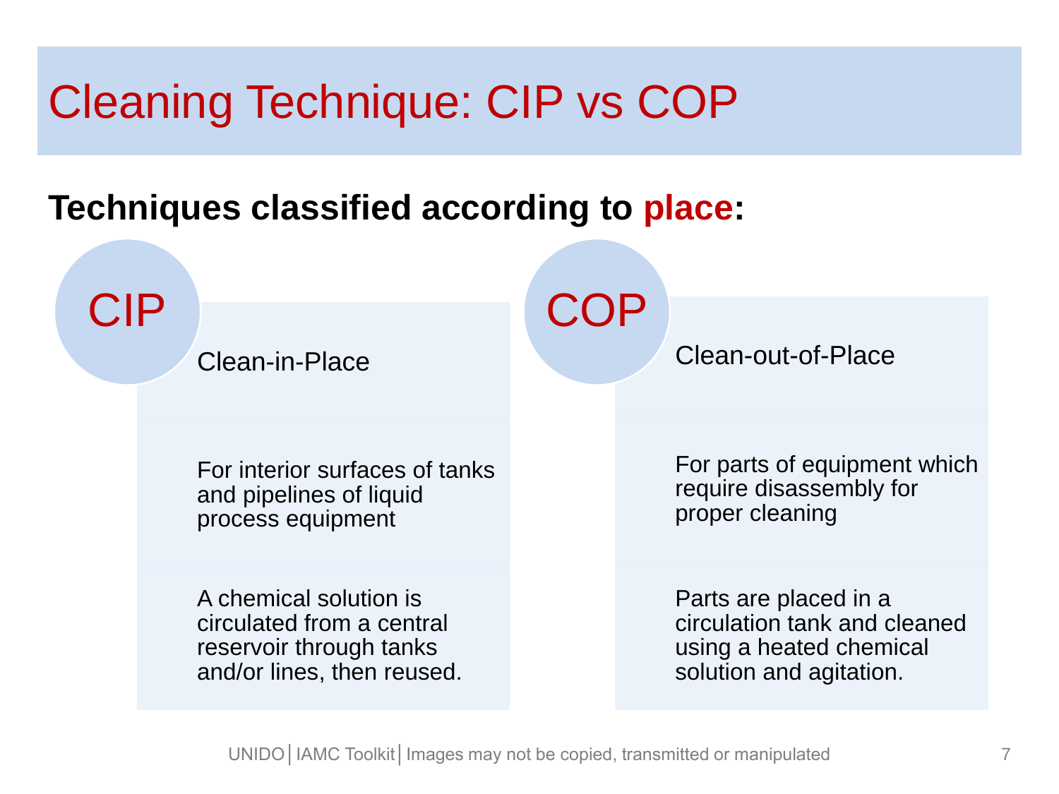# Cleaning Technique: CIP vs COP

**Techniques classified according to place:**

## CIP

Clean-in-Place

For interior surfaces of tanks and pipelines of liquid process equipment

A chemical solution is circulated from a central reservoir through tanks and/or lines, then reused.

## COP

Clean-out-of-Place

For parts of equipment which require disassembly for proper cleaning

Parts are placed in a circulation tank and cleaned using a heated chemical solution and agitation.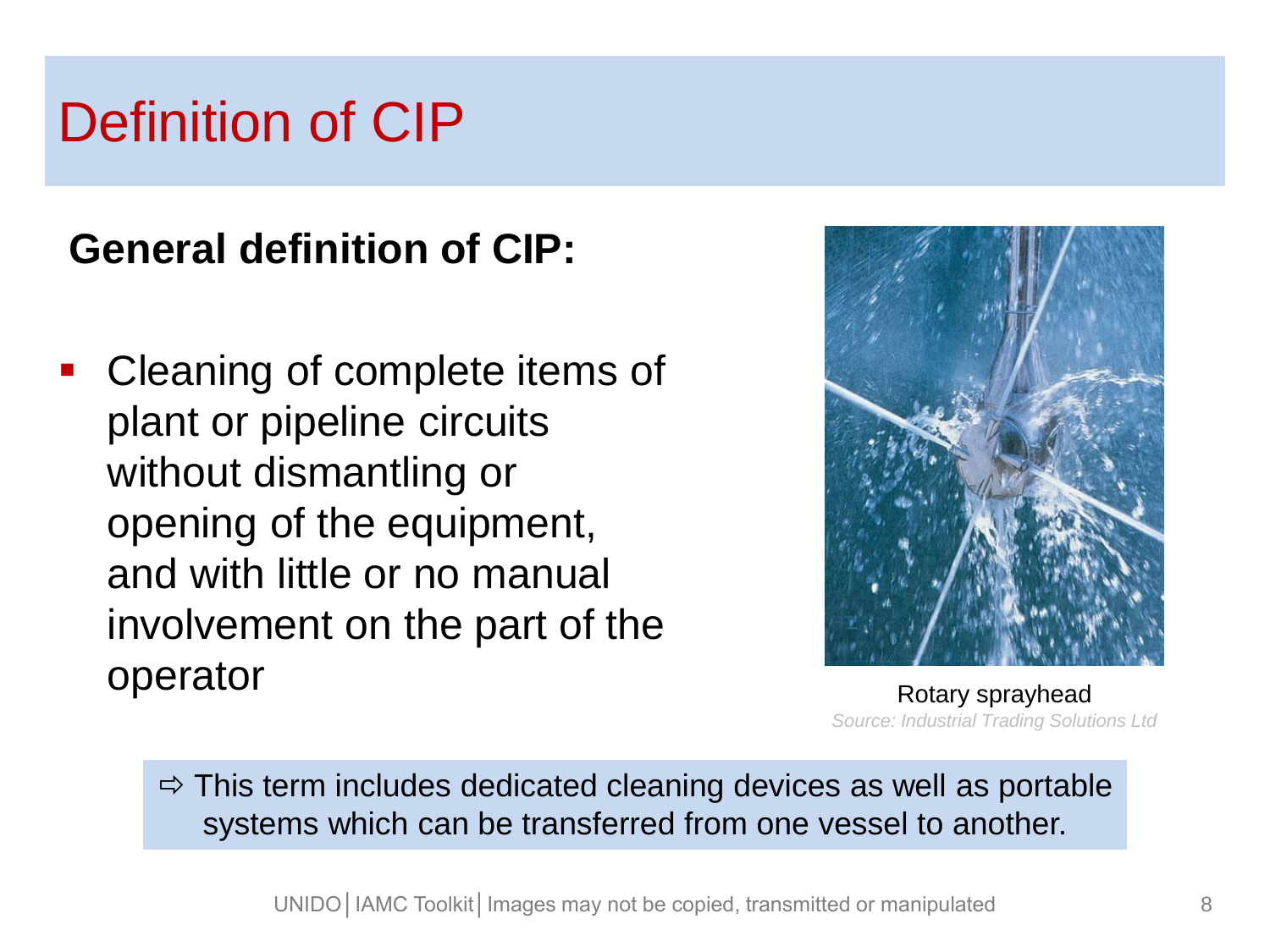# Definition of CIP

**General definition of CIP:**

- Cleaning of complete items of plant or pipeline circuits without dismantling or opening of the equipment, and with little or no manual involvement on the part of the operator

Rotary sprayhead
*Source: Industrial Trading Solutions Ltd*

⇨ This term includes dedicated cleaning devices as well as portable systems which can be transferred from one vessel to another.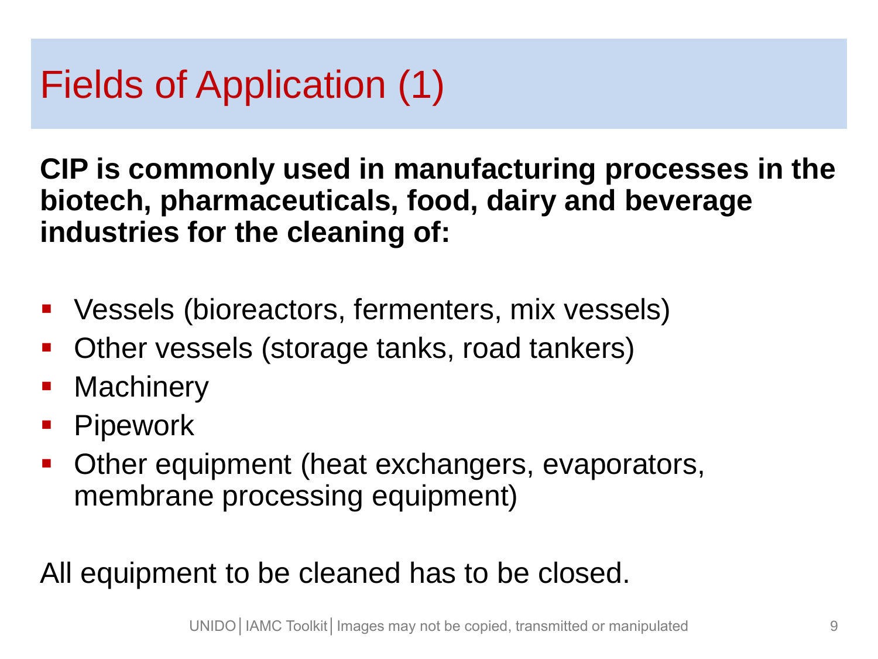# Fields of Application (1)

**CIP is commonly used in manufacturing processes in the biotech, pharmaceuticals, food, dairy and beverage industries for the cleaning of:**

- Vessels (bioreactors, fermenters, mix vessels)
- Other vessels (storage tanks, road tankers)
- Machinery
- Pipework
- Other equipment (heat exchangers, evaporators, membrane processing equipment)

All equipment to be cleaned has to be closed.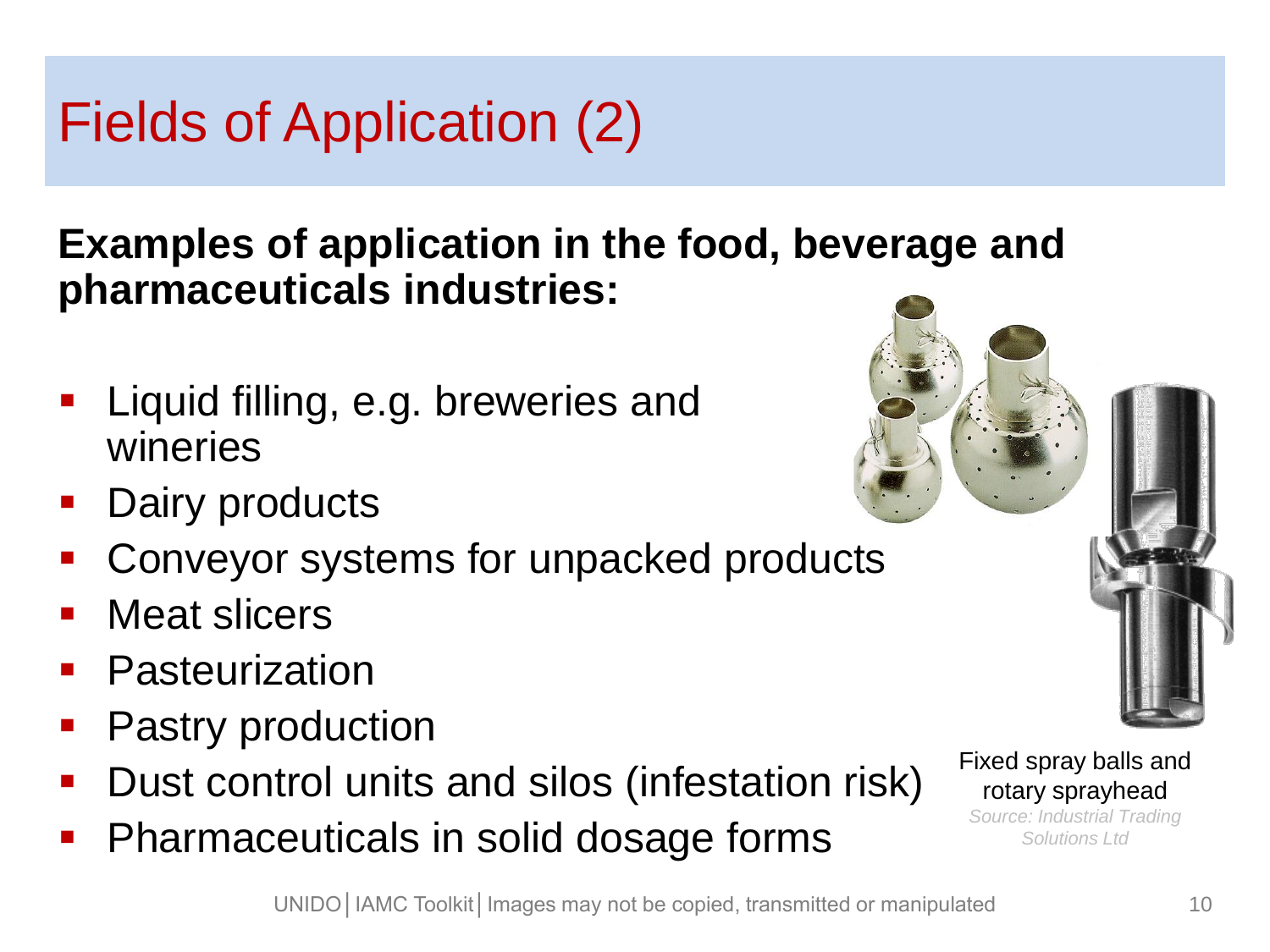# Fields of Application (2)

**Examples of application in the food, beverage and pharmaceuticals industries:**

- Liquid filling, e.g. breweries and wineries
- Dairy products
- Conveyor systems for unpacked products
- Meat slicers
- Pasteurization
- Pastry production
- Dust control units and silos (infestation risk)
- Pharmaceuticals in solid dosage forms

Fixed spray balls and rotary sprayhead

*Source: Industrial Trading Solutions Ltd*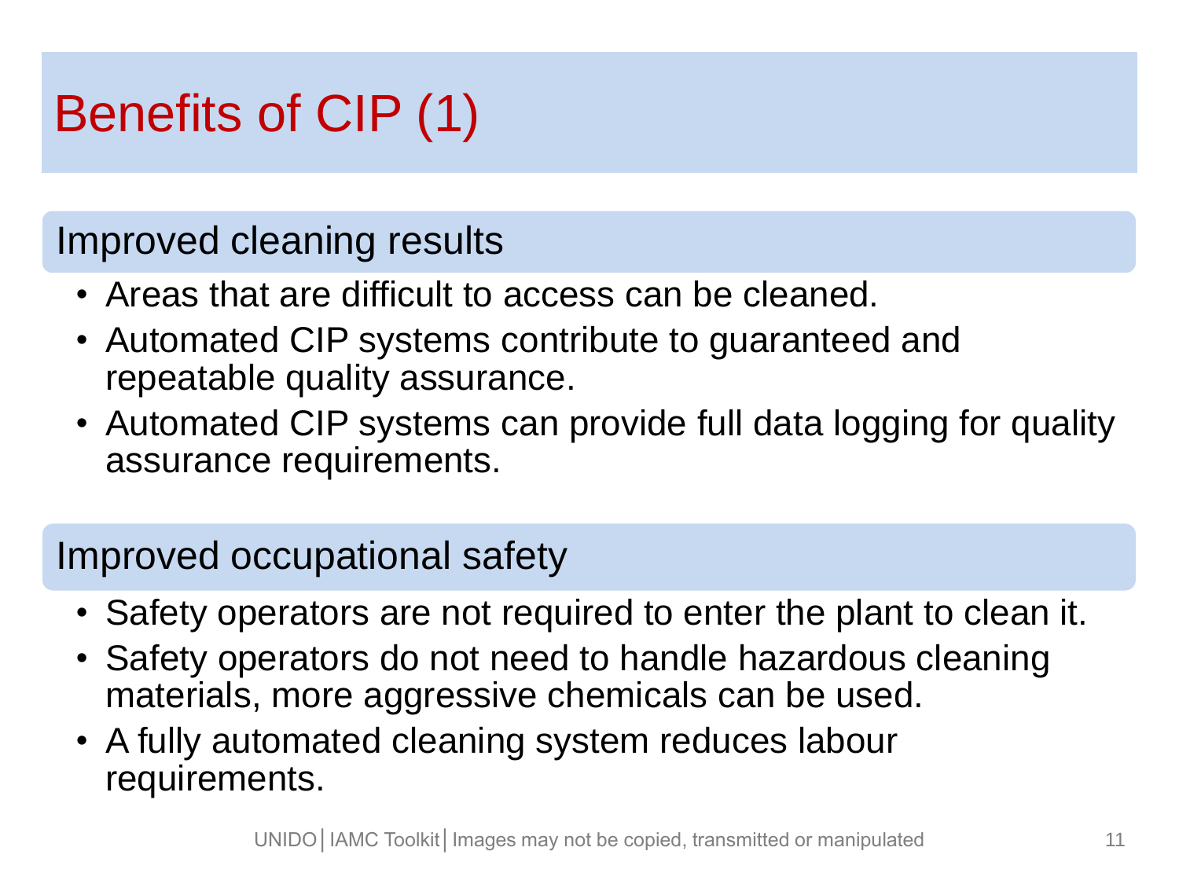# Benefits of CIP (1)

## Improved cleaning results

- Areas that are difficult to access can be cleaned.
- Automated CIP systems contribute to guaranteed and repeatable quality assurance.
- Automated CIP systems can provide full data logging for quality assurance requirements.

## Improved occupational safety

- Safety operators are not required to enter the plant to clean it.
- Safety operators do not need to handle hazardous cleaning materials, more aggressive chemicals can be used.
- A fully automated cleaning system reduces labour requirements.

UNIDO│IAMC Toolkit│Images may not be copied, transmitted or manipulated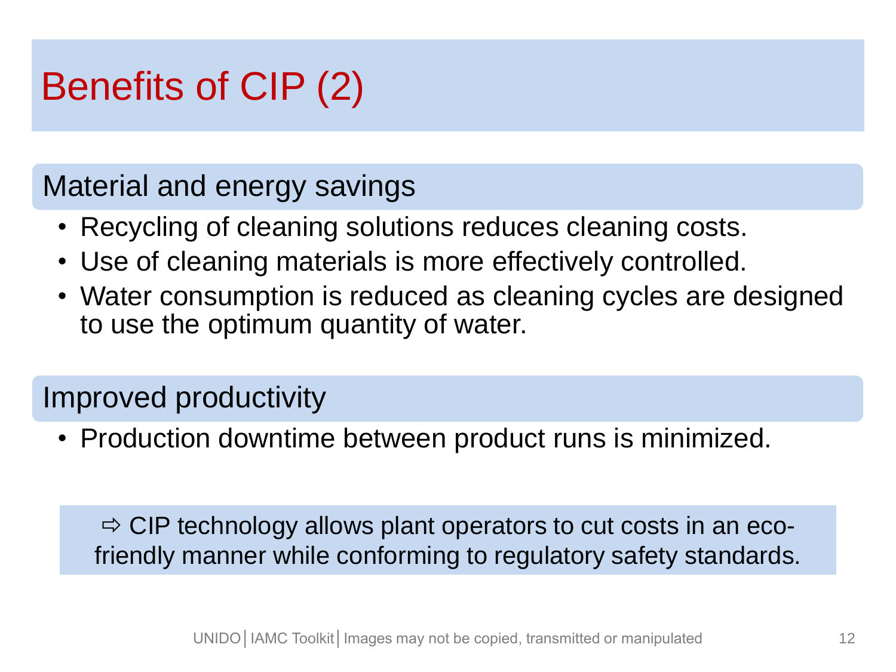# Benefits of CIP (2)

## Material and energy savings

- Recycling of cleaning solutions reduces cleaning costs.
- Use of cleaning materials is more effectively controlled.
- Water consumption is reduced as cleaning cycles are designed to use the optimum quantity of water.

## Improved productivity

- Production downtime between product runs is minimized.

⇨ CIP technology allows plant operators to cut costs in an eco-friendly manner while conforming to regulatory safety standards.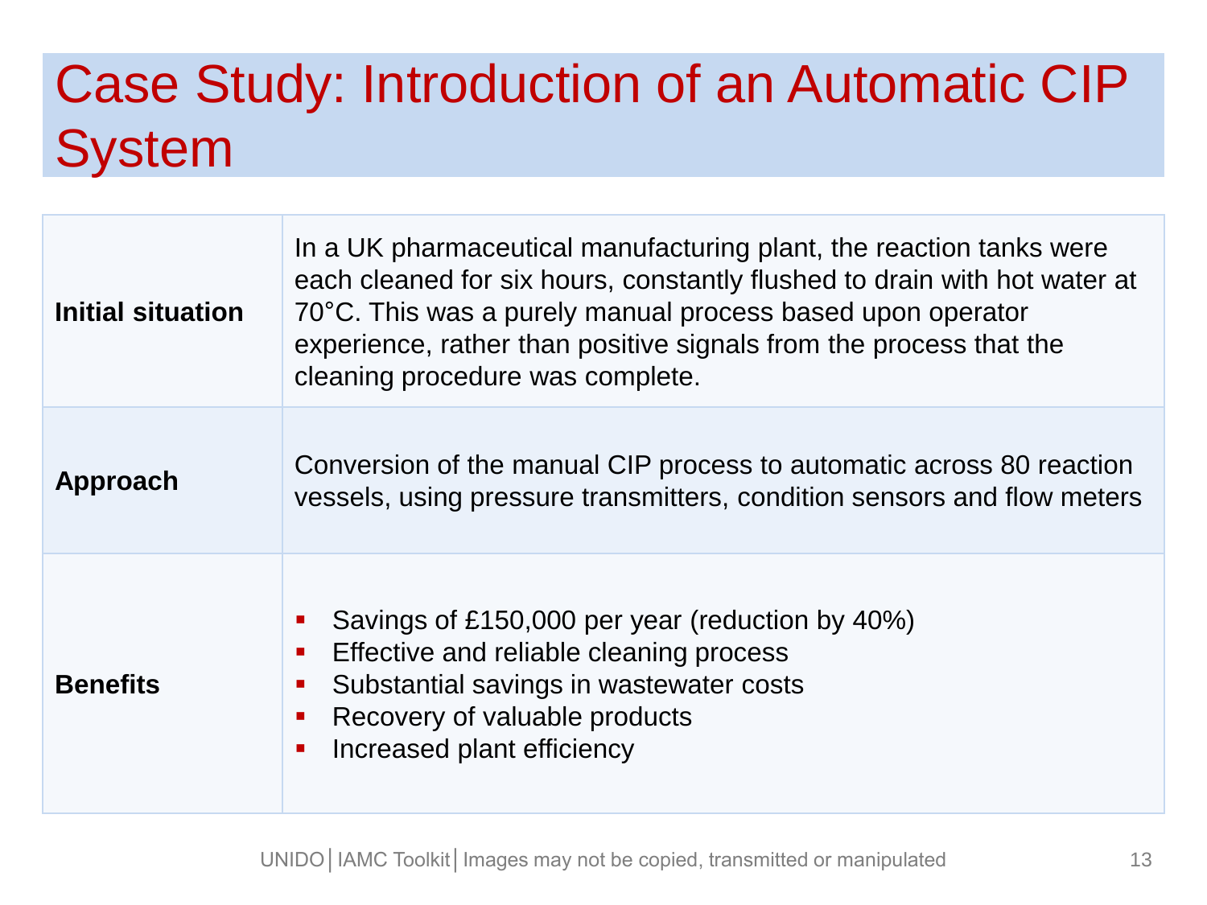# Case Study: Introduction of an Automatic CIP System

| | |
|---|---|
| **Initial situation** | In a UK pharmaceutical manufacturing plant, the reaction tanks were each cleaned for six hours, constantly flushed to drain with hot water at 70°C. This was a purely manual process based upon operator experience, rather than positive signals from the process that the cleaning procedure was complete. |
| **Approach** | Conversion of the manual CIP process to automatic across 80 reaction vessels, using pressure transmitters, condition sensors and flow meters |
| **Benefits** | ▪ Savings of £150,000 per year (reduction by 40%)<br>▪ Effective and reliable cleaning process<br>▪ Substantial savings in wastewater costs<br>▪ Recovery of valuable products<br>▪ Increased plant efficiency |

UNIDO│IAMC Toolkit│Images may not be copied, transmitted or manipulated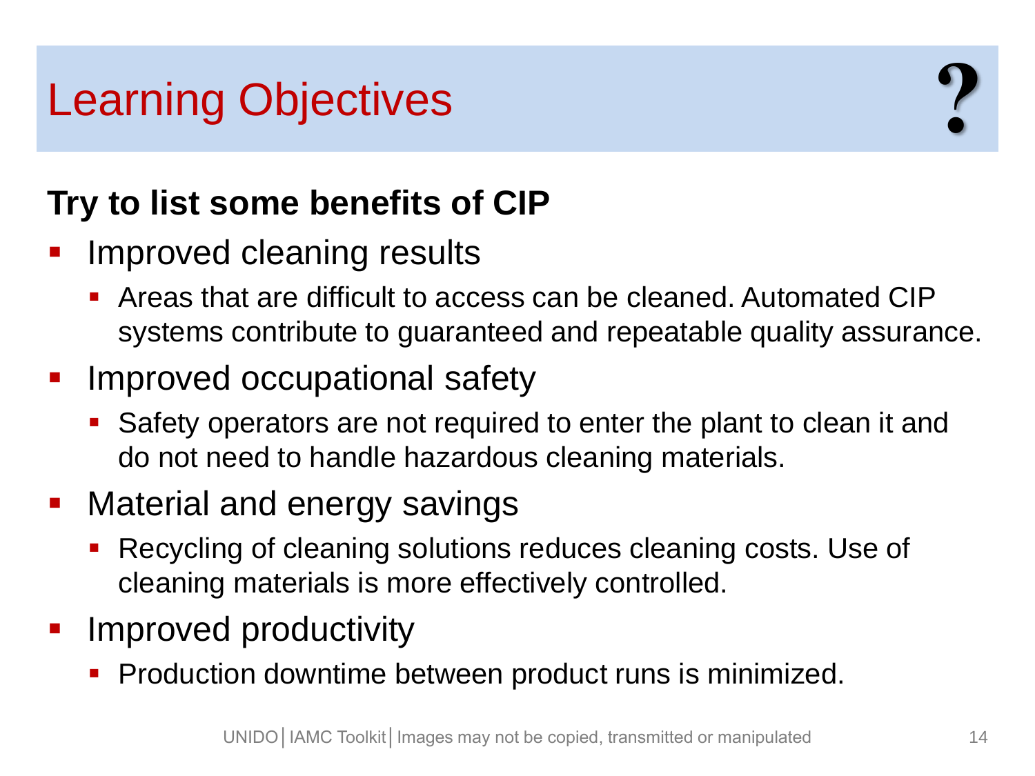# Learning Objectives

?

**Try to list some benefits of CIP**

- Improved cleaning results
  - Areas that are difficult to access can be cleaned. Automated CIP systems contribute to guaranteed and repeatable quality assurance.
- Improved occupational safety
  - Safety operators are not required to enter the plant to clean it and do not need to handle hazardous cleaning materials.
- Material and energy savings
  - Recycling of cleaning solutions reduces cleaning costs. Use of cleaning materials is more effectively controlled.
- Improved productivity
  - Production downtime between product runs is minimized.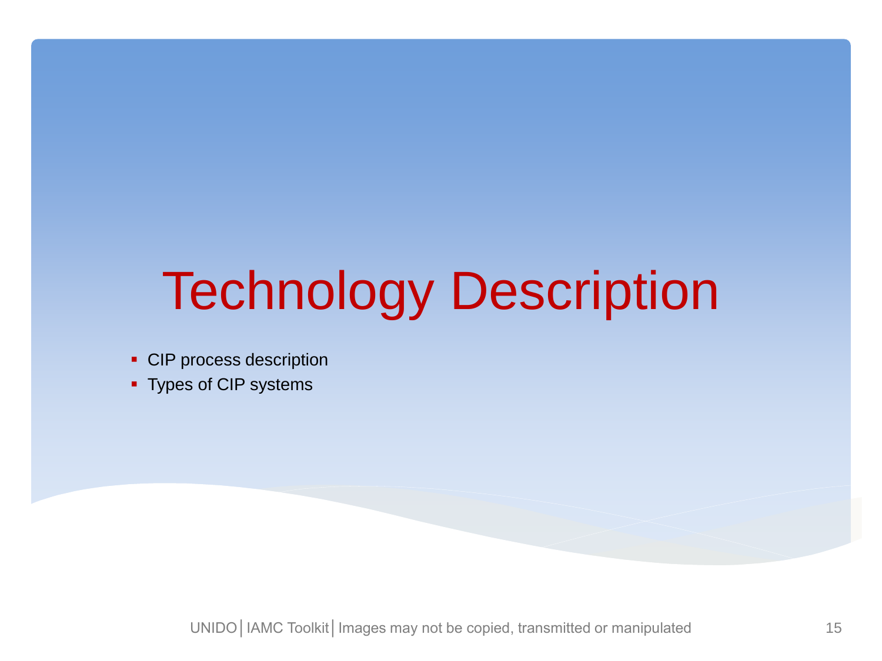# Technology Description

- CIP process description
- Types of CIP systems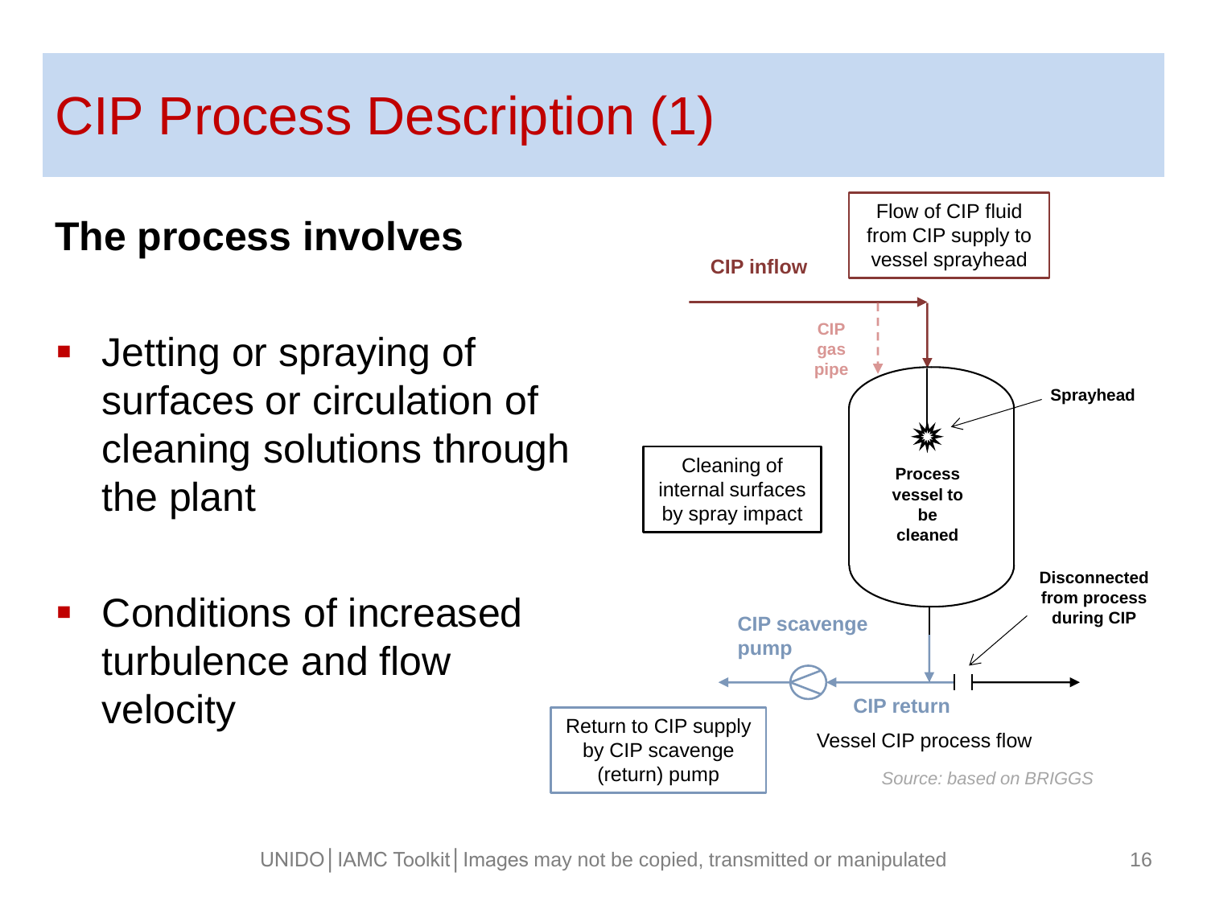# CIP Process Description (1)

**The process involves**

- Jetting or spraying of surfaces or circulation of cleaning solutions through the plant
- Conditions of increased turbulence and flow velocity

CIP inflow

Flow of CIP fluid from CIP supply to vessel sprayhead

CIP gas pipe

Sprayhead

Cleaning of internal surfaces by spray impact

**Process vessel to be cleaned**

**Disconnected from process during CIP**

CIP scavenge pump

CIP return

Return to CIP supply by CIP scavenge (return) pump

Vessel CIP process flow

*Source: based on BRIGGS*

UNIDO | IAMC Toolkit | Images may not be copied, transmitted or manipulated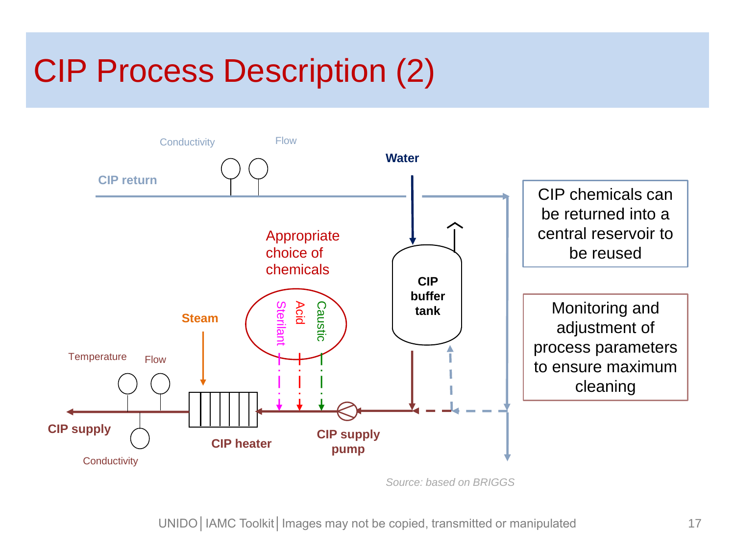# CIP Process Description (2)

Conductivity

Flow

CIP return

Water

Appropriate choice of chemicals

Sterilant

Acid

Caustic

CIP buffer tank

Steam

Temperature

Flow

CIP supply

Conductivity

CIP heater

CIP supply pump

CIP chemicals can be returned into a central reservoir to be reused

Monitoring and adjustment of process parameters to ensure maximum cleaning

*Source: based on BRIGGS*

UNIDO│IAMC Toolkit│Images may not be copied, transmitted or manipulated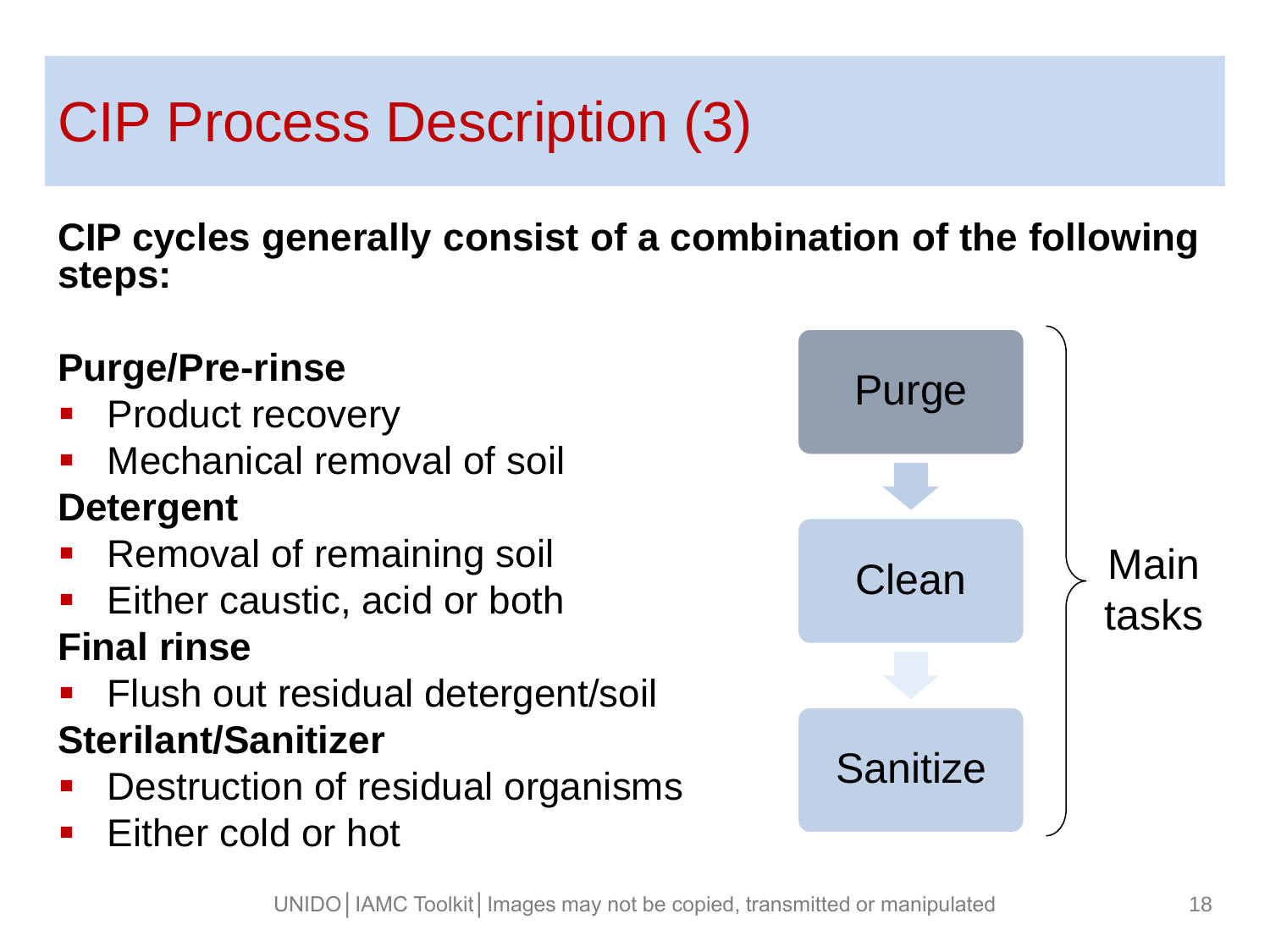# CIP Process Description (3)

**CIP cycles generally consist of a combination of the following steps:**

**Purge/Pre-rinse**

- Product recovery
- Mechanical removal of soil

**Detergent**

- Removal of remaining soil
- Either caustic, acid or both

**Final rinse**

- Flush out residual detergent/soil

**Sterilant/Sanitizer**

- Destruction of residual organisms
- Either cold or hot

Purge → Clean → Sanitize

Main tasks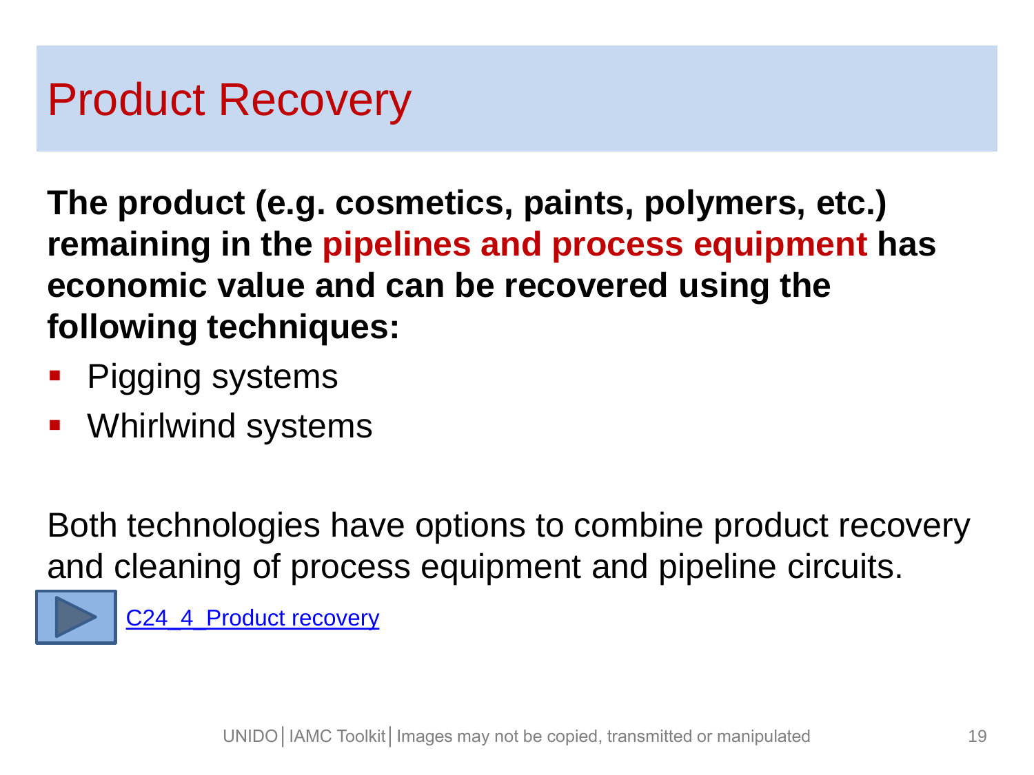# Product Recovery

**The product (e.g. cosmetics, paints, polymers, etc.) remaining in the pipelines and process equipment has economic value and can be recovered using the following techniques:**

- Pigging systems
- Whirlwind systems

Both technologies have options to combine product recovery and cleaning of process equipment and pipeline circuits.

C24_4_Product recovery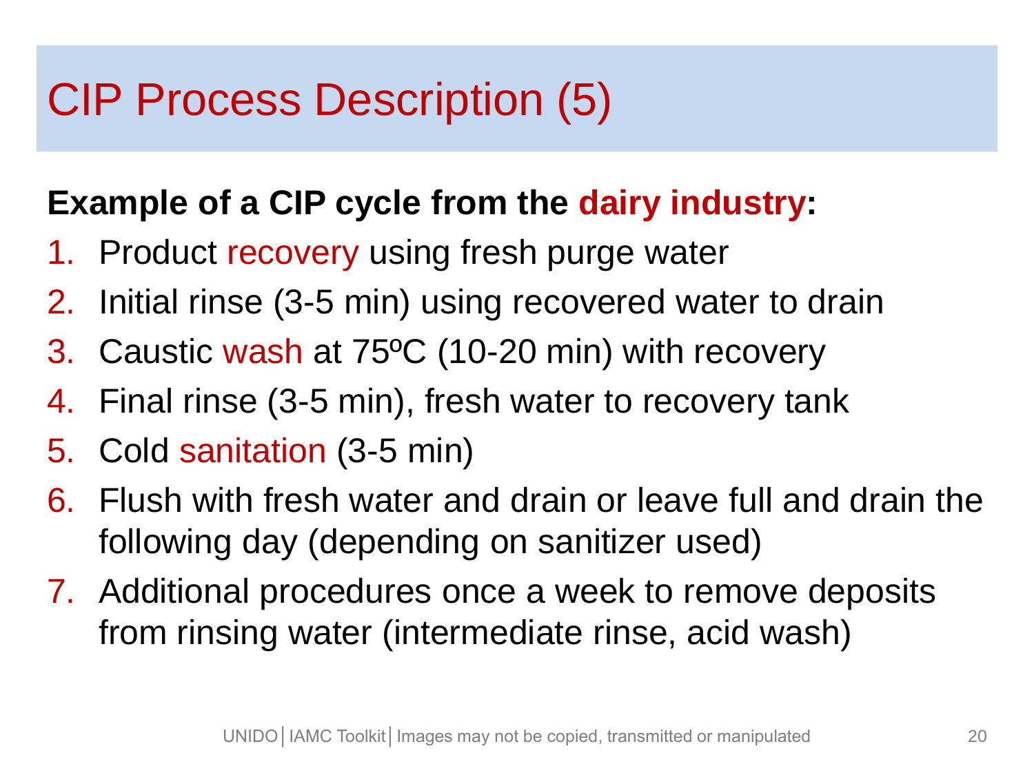# CIP Process Description (5)

**Example of a CIP cycle from the dairy industry:**

1. Product recovery using fresh purge water
2. Initial rinse (3-5 min) using recovered water to drain
3. Caustic wash at 75ºC (10-20 min) with recovery
4. Final rinse (3-5 min), fresh water to recovery tank
5. Cold sanitation (3-5 min)
6. Flush with fresh water and drain or leave full and drain the following day (depending on sanitizer used)
7. Additional procedures once a week to remove deposits from rinsing water (intermediate rinse, acid wash)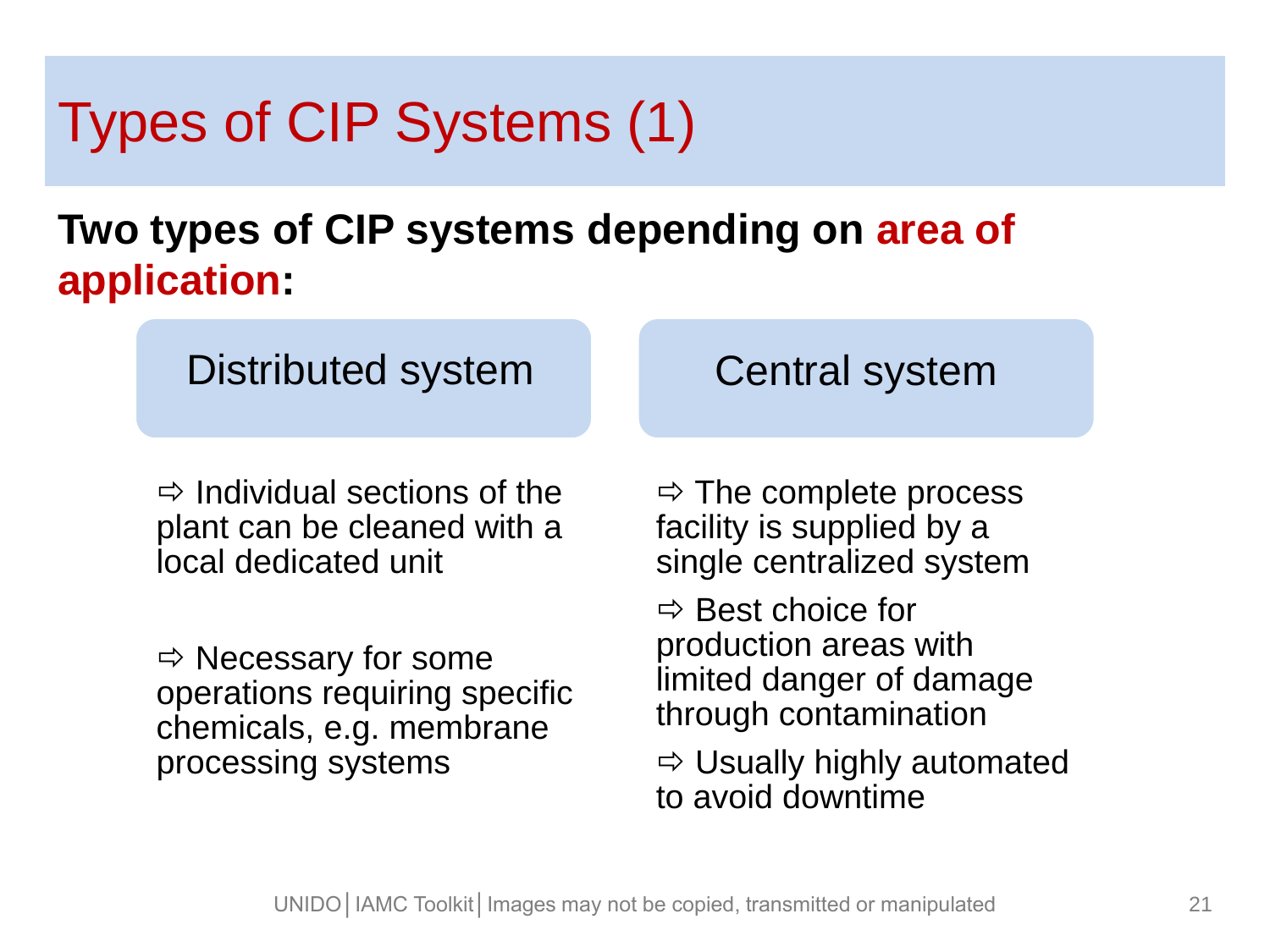# Types of CIP Systems (1)

**Two types of CIP systems depending on area of application:**

## Distributed system

- ⇨ Individual sections of the plant can be cleaned with a local dedicated unit
- ⇨ Necessary for some operations requiring specific chemicals, e.g. membrane processing systems

## Central system

- ⇨ The complete process facility is supplied by a single centralized system
- ⇨ Best choice for production areas with limited danger of damage through contamination
- ⇨ Usually highly automated to avoid downtime

UNIDO | IAMC Toolkit | Images may not be copied, transmitted or manipulated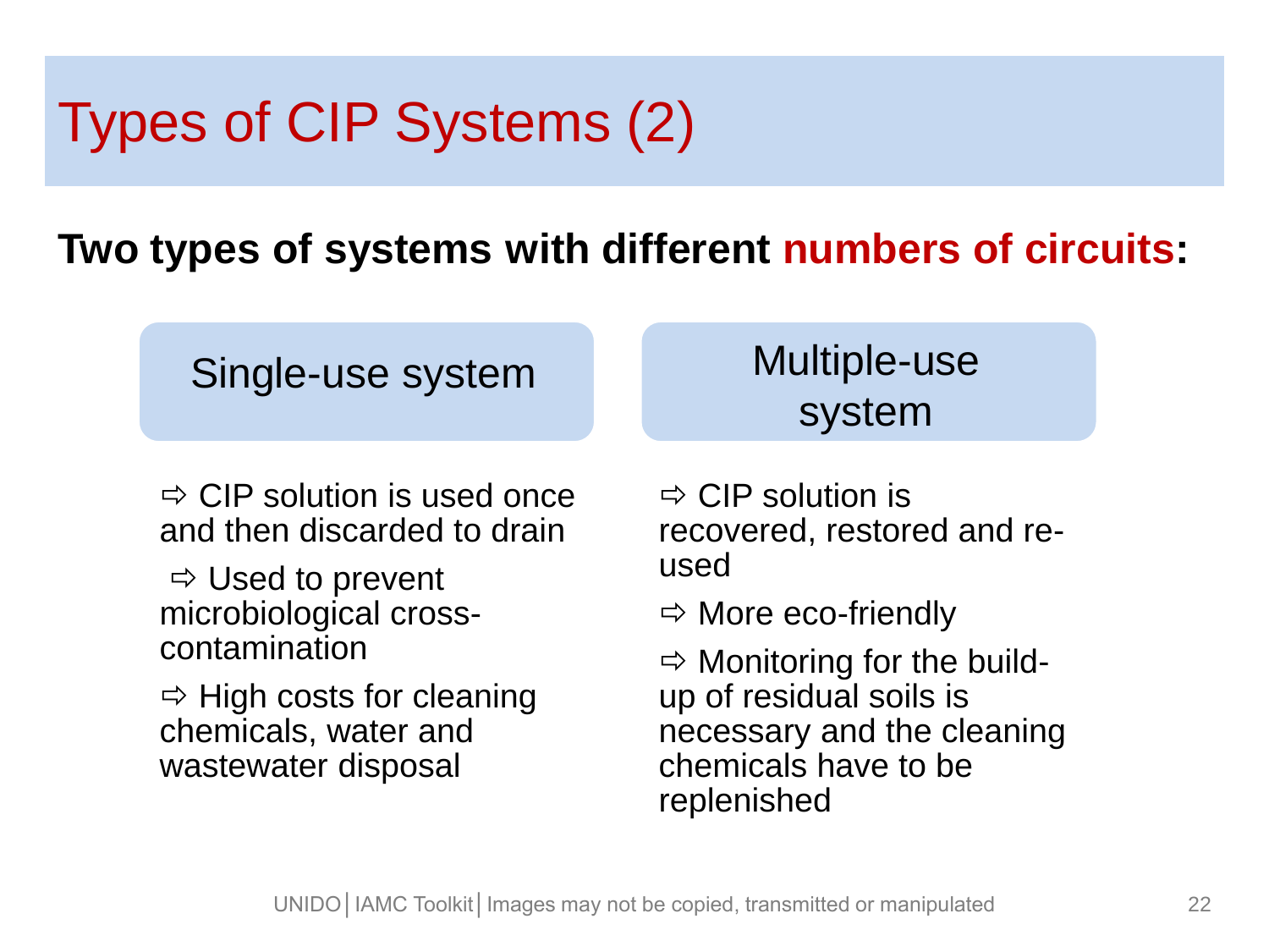# Types of CIP Systems (2)

**Two types of systems with different numbers of circuits:**

## Single-use system

⇨ CIP solution is used once and then discarded to drain

⇨ Used to prevent microbiological cross-contamination

⇨ High costs for cleaning chemicals, water and wastewater disposal

## Multiple-use system

⇨ CIP solution is recovered, restored and re-used

⇨ More eco-friendly

⇨ Monitoring for the build-up of residual soils is necessary and the cleaning chemicals have to be replenished

UNIDO | IAMC Toolkit | Images may not be copied, transmitted or manipulated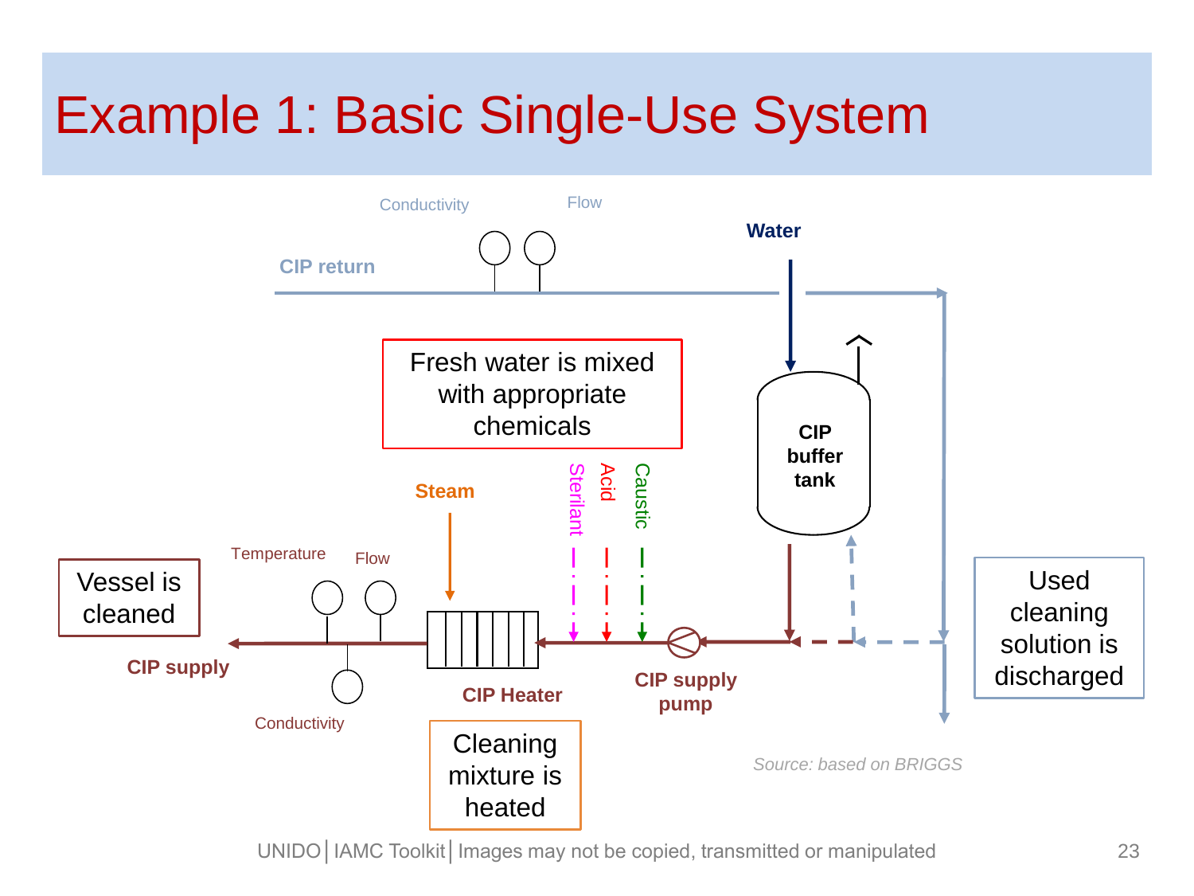# Example 1: Basic Single-Use System

CIP return

Conductivity

Flow

Water

Fresh water is mixed with appropriate chemicals

CIP buffer tank

Steam

Sterilant

Acid

Caustic

Temperature

Flow

Vessel is cleaned

CIP supply

Conductivity

CIP Heater

CIP supply pump

Used cleaning solution is discharged

Cleaning mixture is heated

*Source: based on BRIGGS*

UNIDO | IAMC Toolkit | Images may not be copied, transmitted or manipulated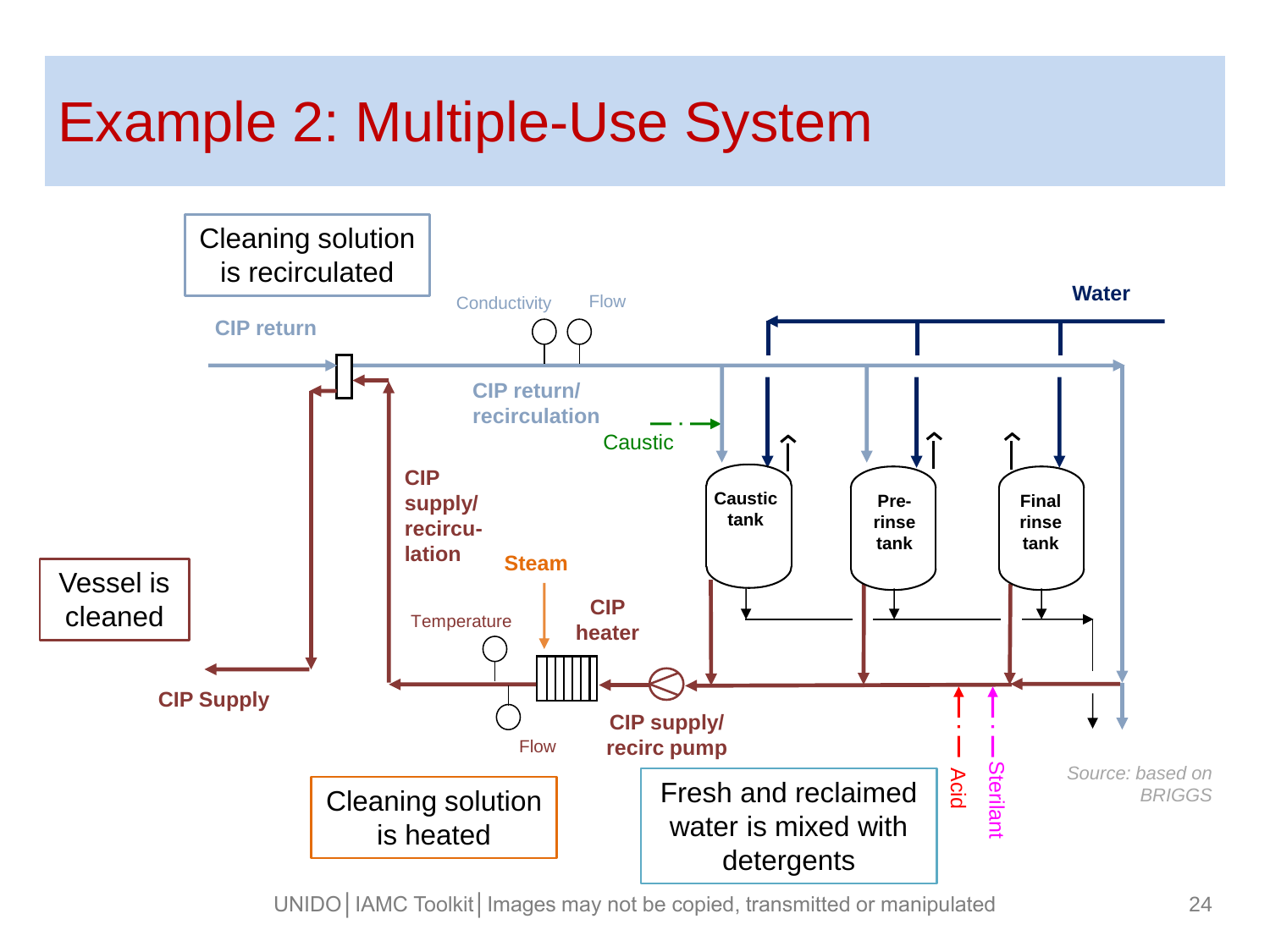# Example 2: Multiple-Use System

Cleaning solution is recirculated

CIP return

Conductivity

Flow

Water

CIP return/ recirculation

Caustic

Caustic tank

Pre-rinse tank

Final rinse tank

CIP supply/ recircu-lation

Steam

Vessel is cleaned

Temperature

CIP heater

CIP Supply

Flow

CIP supply/ recirc pump

Acid

Sterilant

Cleaning solution is heated

Fresh and reclaimed water is mixed with detergents

*Source: based on BRIGGS*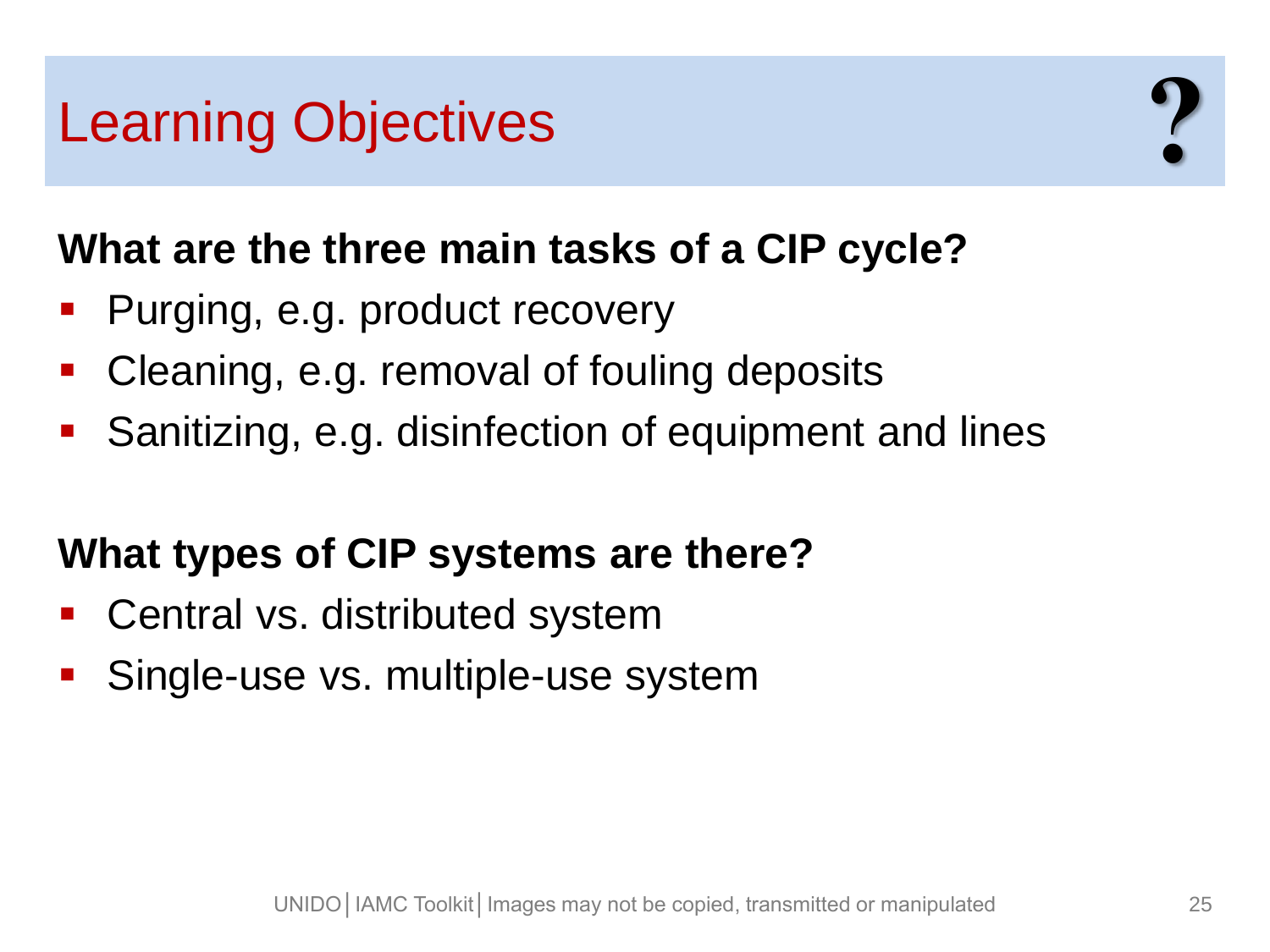# Learning Objectives

**What are the three main tasks of a CIP cycle?**

- Purging, e.g. product recovery
- Cleaning, e.g. removal of fouling deposits
- Sanitizing, e.g. disinfection of equipment and lines

**What types of CIP systems are there?**

- Central vs. distributed system
- Single-use vs. multiple-use system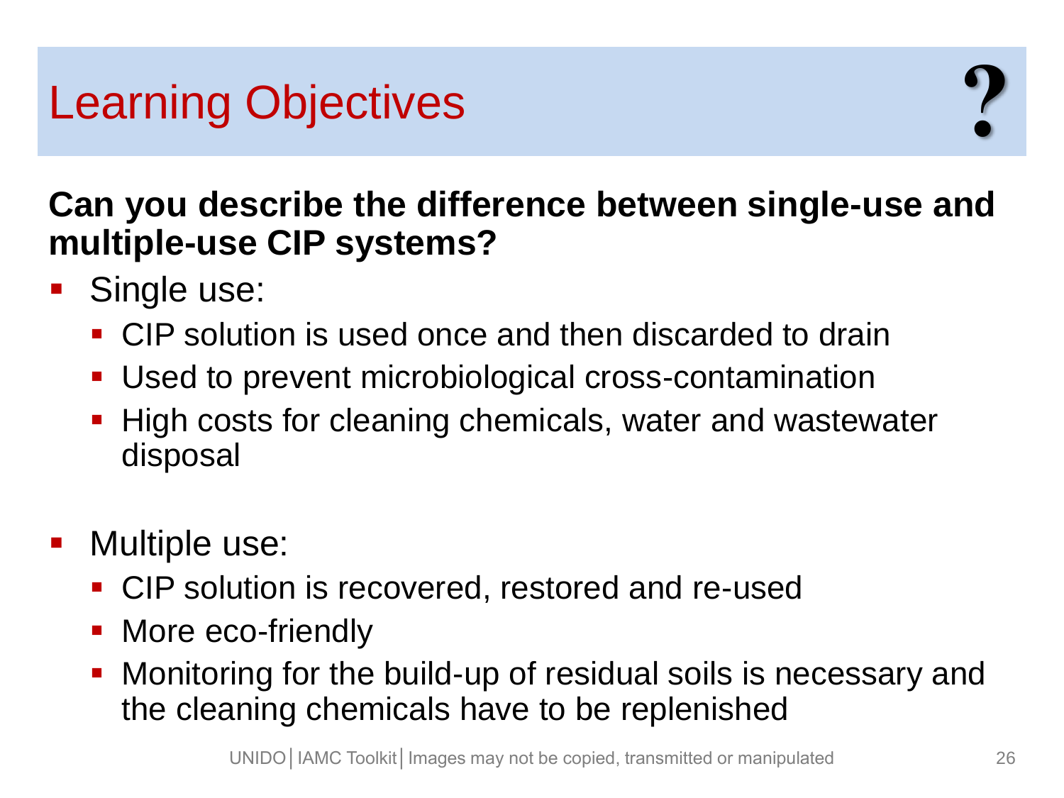# Learning Objectives

?

**Can you describe the difference between single-use and multiple-use CIP systems?**

- Single use:
  - CIP solution is used once and then discarded to drain
  - Used to prevent microbiological cross-contamination
  - High costs for cleaning chemicals, water and wastewater disposal

- Multiple use:
  - CIP solution is recovered, restored and re-used
  - More eco-friendly
  - Monitoring for the build-up of residual soils is necessary and the cleaning chemicals have to be replenished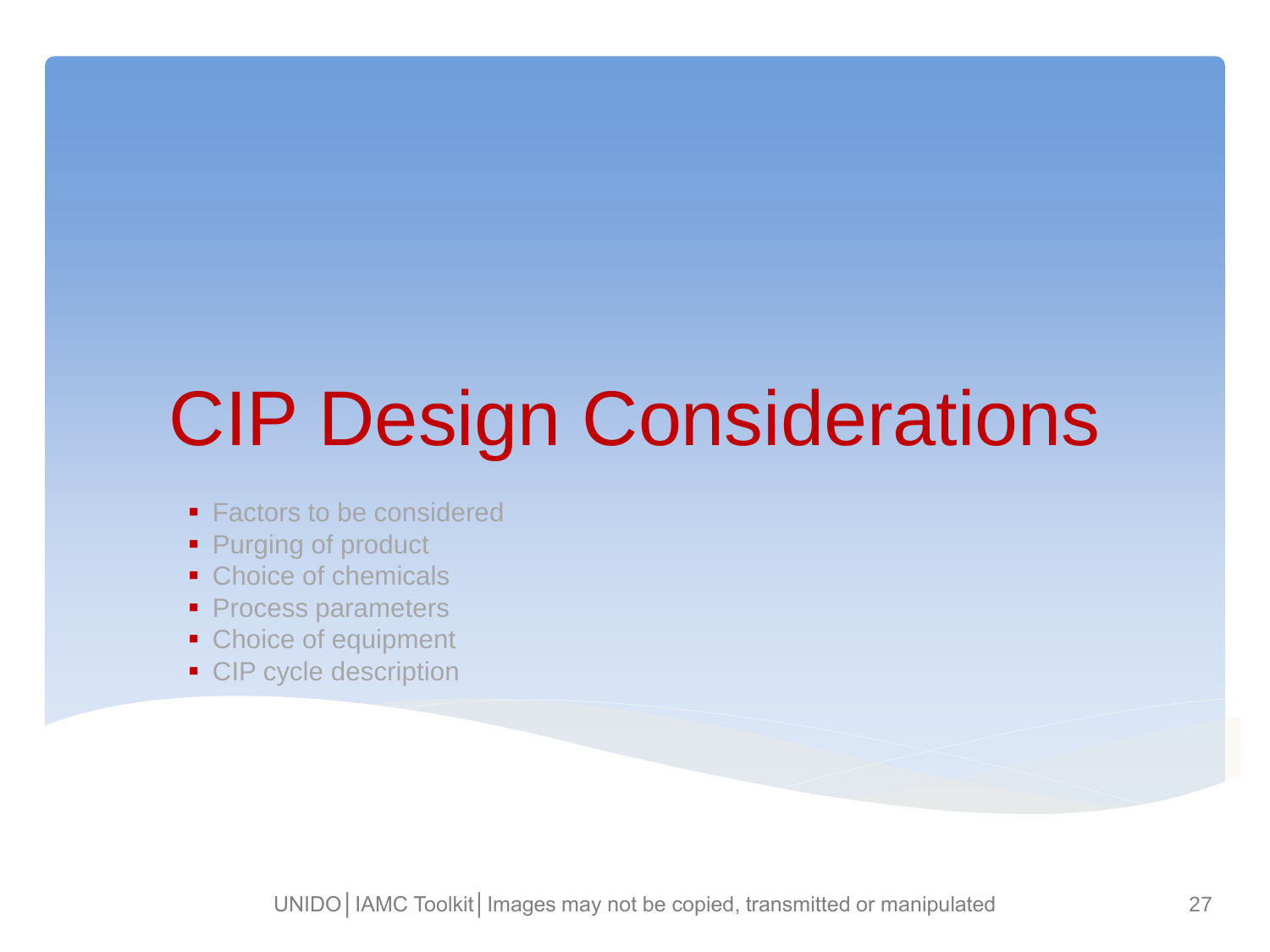# CIP Design Considerations

- Factors to be considered
- Purging of product
- Choice of chemicals
- Process parameters
- Choice of equipment
- CIP cycle description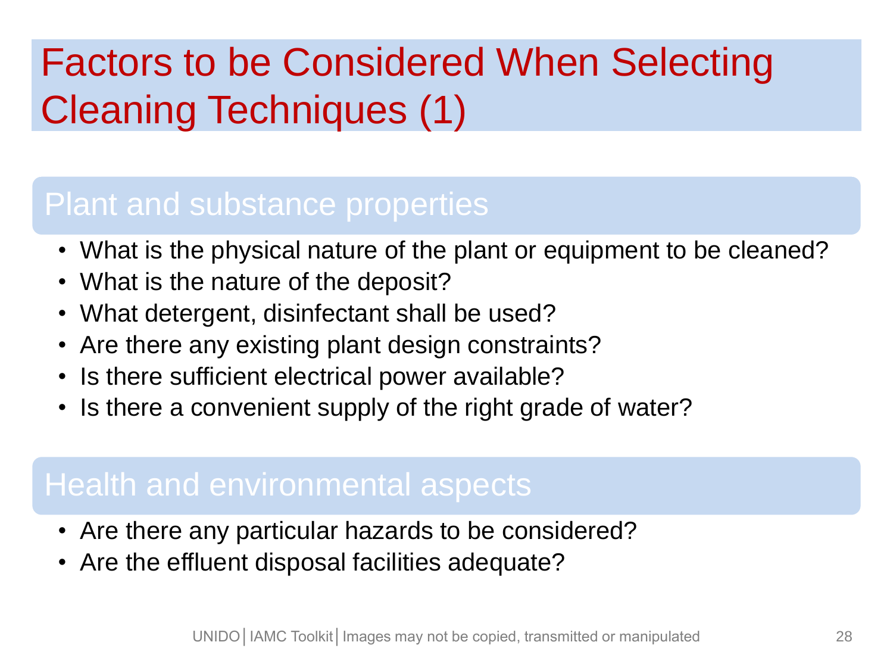# Factors to be Considered When Selecting Cleaning Techniques (1)

## Plant and substance properties

- What is the physical nature of the plant or equipment to be cleaned?
- What is the nature of the deposit?
- What detergent, disinfectant shall be used?
- Are there any existing plant design constraints?
- Is there sufficient electrical power available?
- Is there a convenient supply of the right grade of water?

## Health and environmental aspects

- Are there any particular hazards to be considered?
- Are the effluent disposal facilities adequate?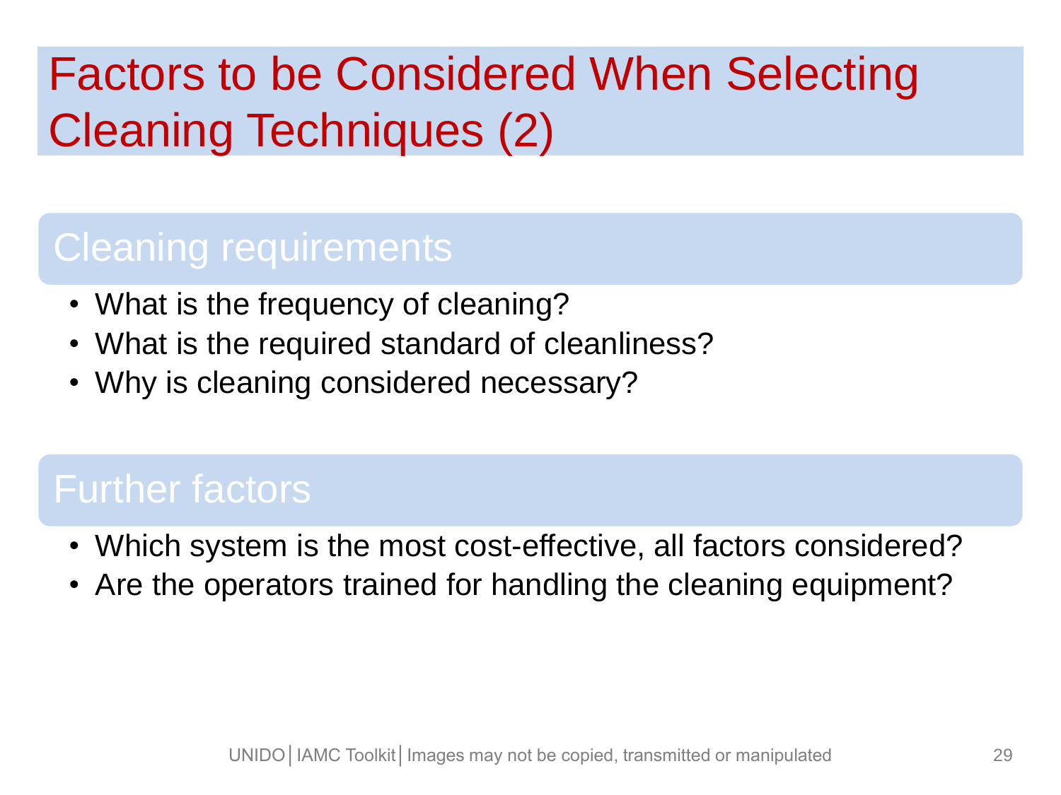# Factors to be Considered When Selecting Cleaning Techniques (2)

## Cleaning requirements

- What is the frequency of cleaning?
- What is the required standard of cleanliness?
- Why is cleaning considered necessary?

## Further factors

- Which system is the most cost-effective, all factors considered?
- Are the operators trained for handling the cleaning equipment?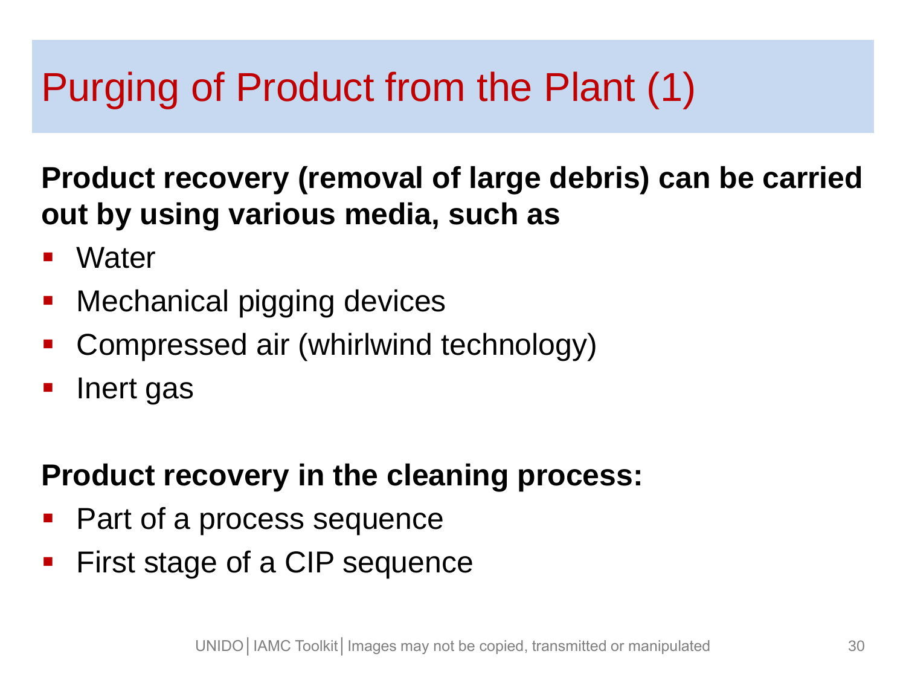# Purging of Product from the Plant (1)

**Product recovery (removal of large debris) can be carried out by using various media, such as**

- Water
- Mechanical pigging devices
- Compressed air (whirlwind technology)
- Inert gas

**Product recovery in the cleaning process:**

- Part of a process sequence
- First stage of a CIP sequence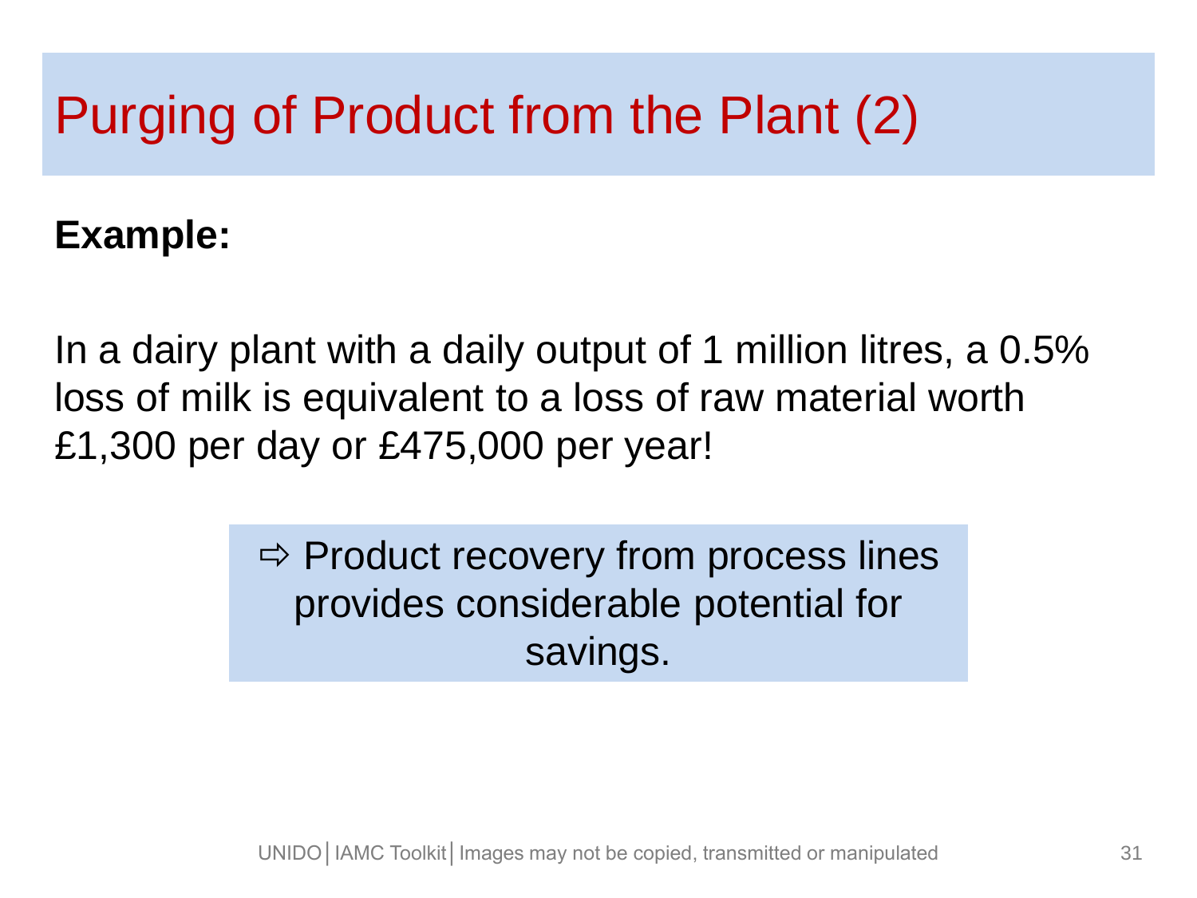# Purging of Product from the Plant (2)

**Example:**

In a dairy plant with a daily output of 1 million litres, a 0.5% loss of milk is equivalent to a loss of raw material worth £1,300 per day or £475,000 per year!

⇨ Product recovery from process lines provides considerable potential for savings.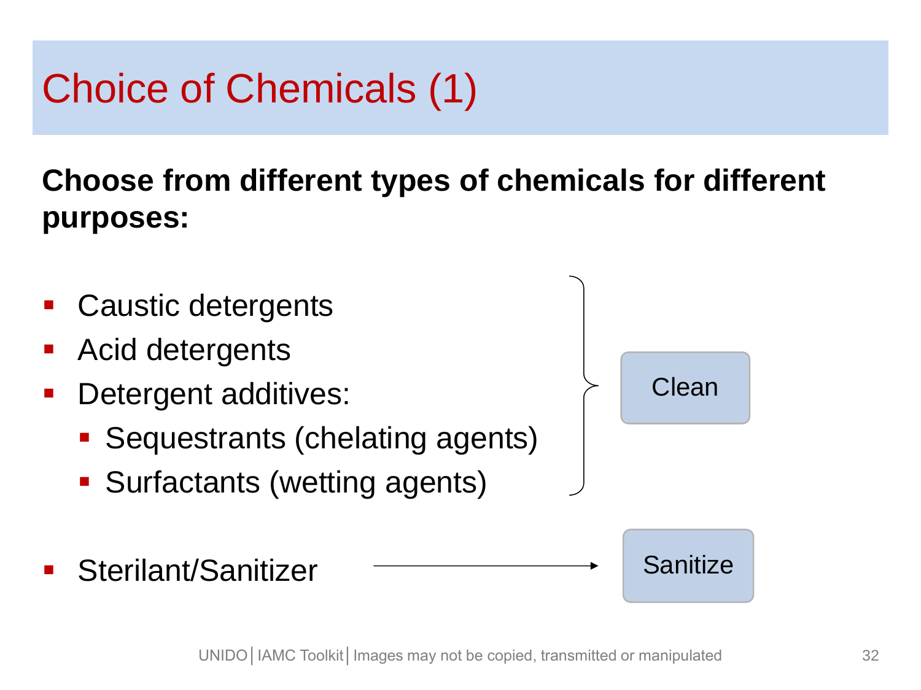# Choice of Chemicals (1)

**Choose from different types of chemicals for different purposes:**

- Caustic detergents
- Acid detergents
- Detergent additives:
  - Sequestrants (chelating agents)
  - Surfactants (wetting agents)

→ Clean

- Sterilant/Sanitizer → Sanitize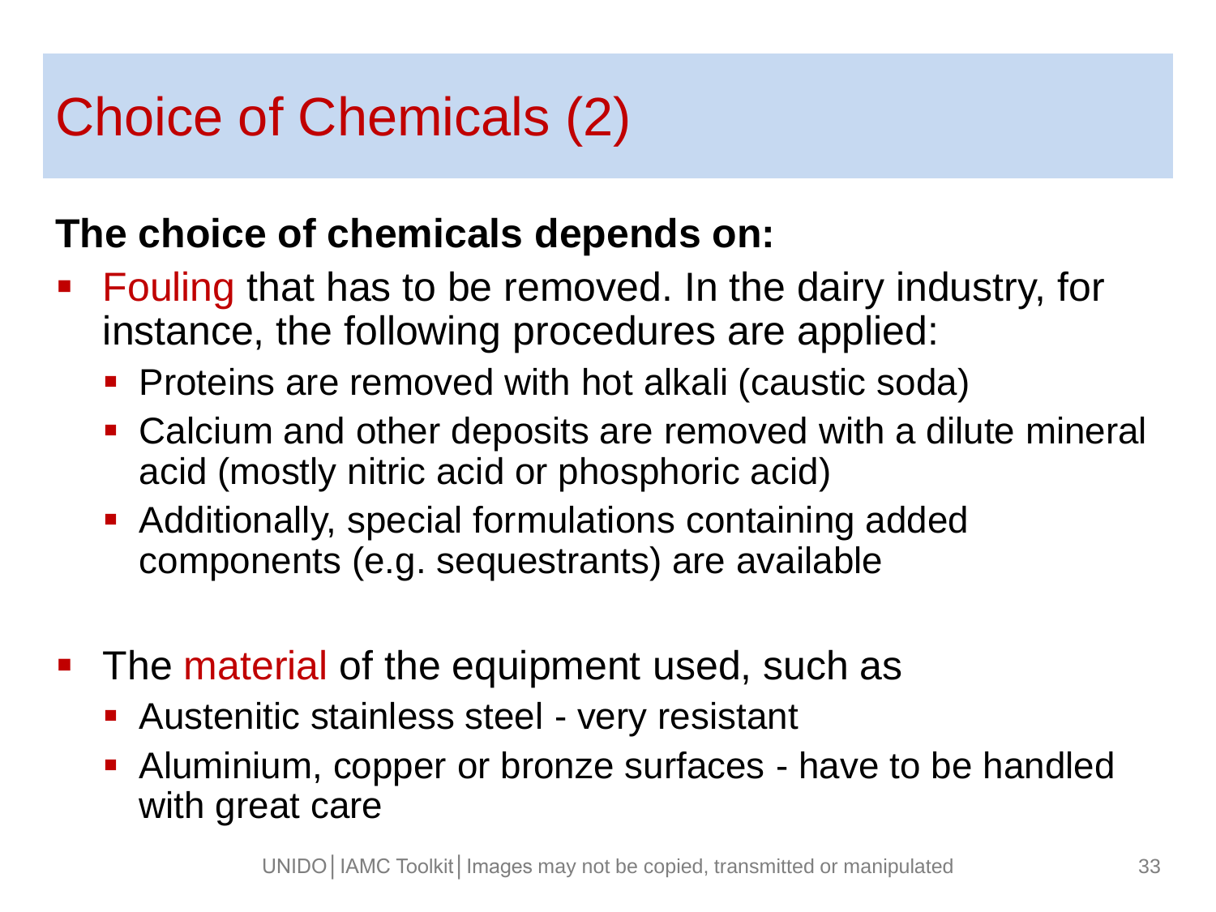# Choice of Chemicals (2)

**The choice of chemicals depends on:**

- Fouling that has to be removed. In the dairy industry, for instance, the following procedures are applied:
  - Proteins are removed with hot alkali (caustic soda)
  - Calcium and other deposits are removed with a dilute mineral acid (mostly nitric acid or phosphoric acid)
  - Additionally, special formulations containing added components (e.g. sequestrants) are available

- The material of the equipment used, such as
  - Austenitic stainless steel - very resistant
  - Aluminium, copper or bronze surfaces - have to be handled with great care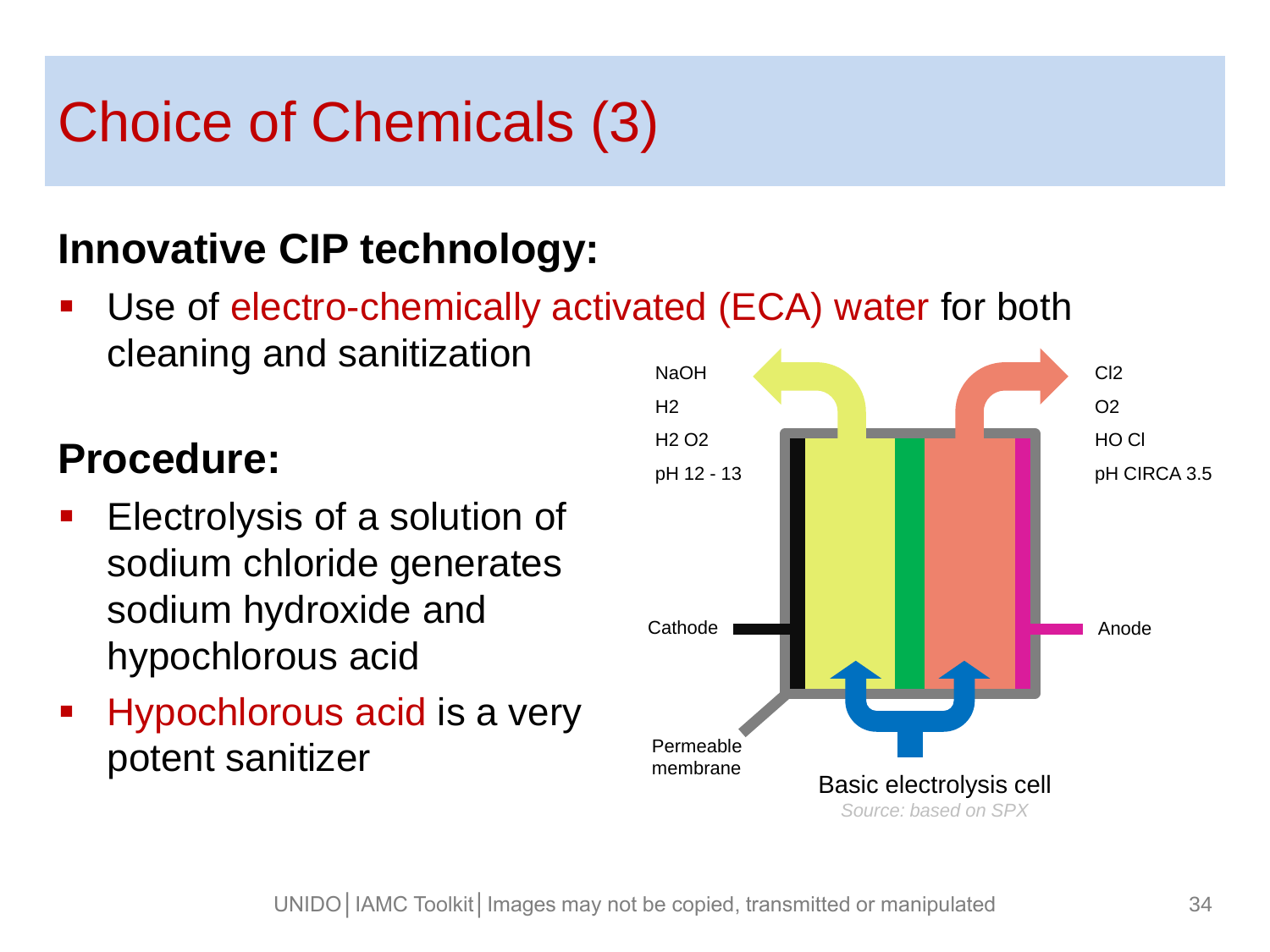# Choice of Chemicals (3)

**Innovative CIP technology:**

- Use of electro-chemically activated (ECA) water for both cleaning and sanitization

**Procedure:**

- Electrolysis of a solution of sodium chloride generates sodium hydroxide and hypochlorous acid
- Hypochlorous acid is a very potent sanitizer

NaOH
$H_2$
$H_2O_2$
pH 12 - 13

$Cl_2$
$O_2$
HOCl
pH CIRCA 3.5

Cathode

Anode

Permeable membrane

Basic electrolysis cell

*Source: based on SPX*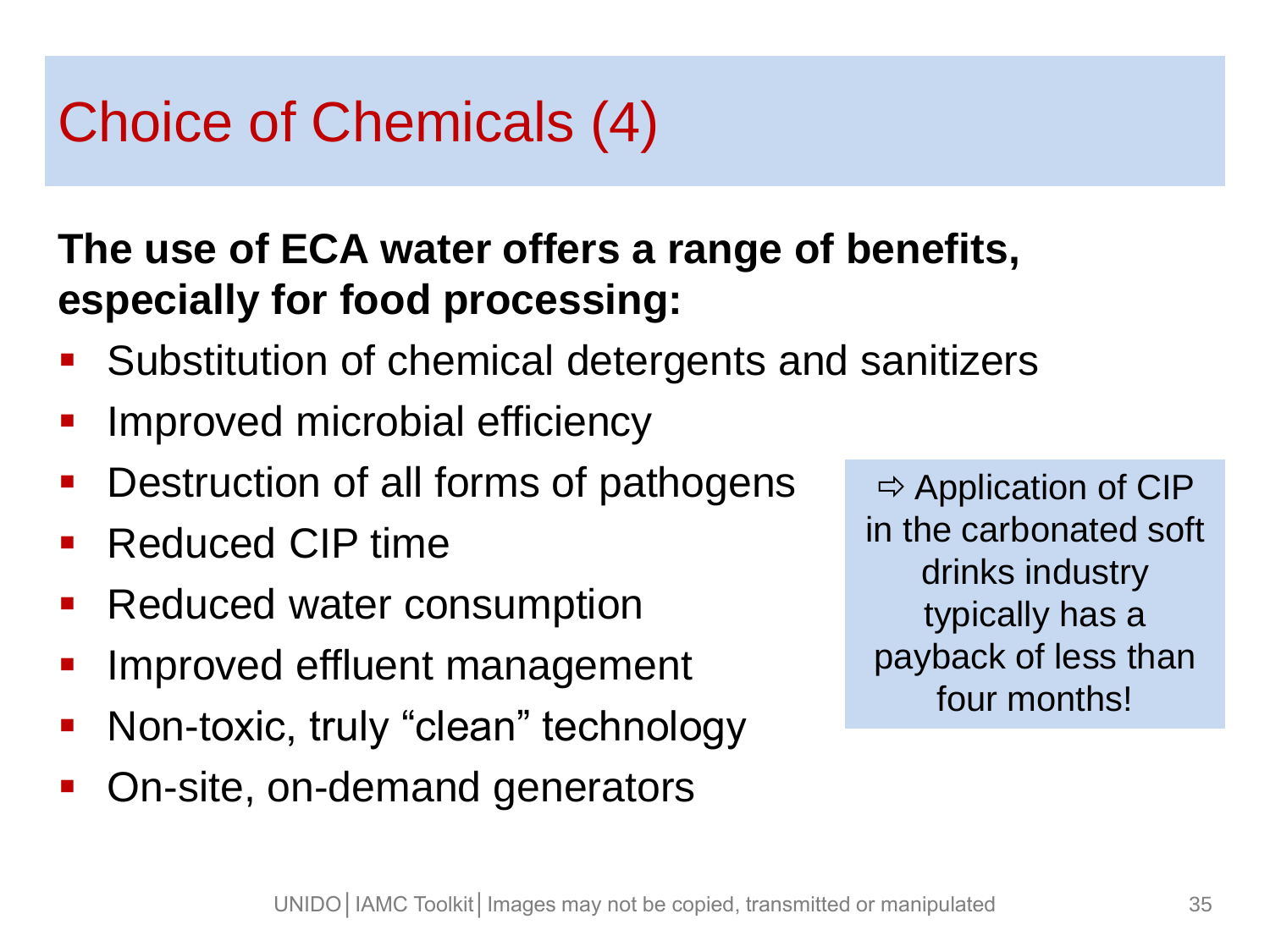# Choice of Chemicals (4)

**The use of ECA water offers a range of benefits, especially for food processing:**

- Substitution of chemical detergents and sanitizers
- Improved microbial efficiency
- Destruction of all forms of pathogens
- Reduced CIP time
- Reduced water consumption
- Improved effluent management
- Non-toxic, truly "clean" technology
- On-site, on-demand generators

⇨ Application of CIP in the carbonated soft drinks industry typically has a payback of less than four months!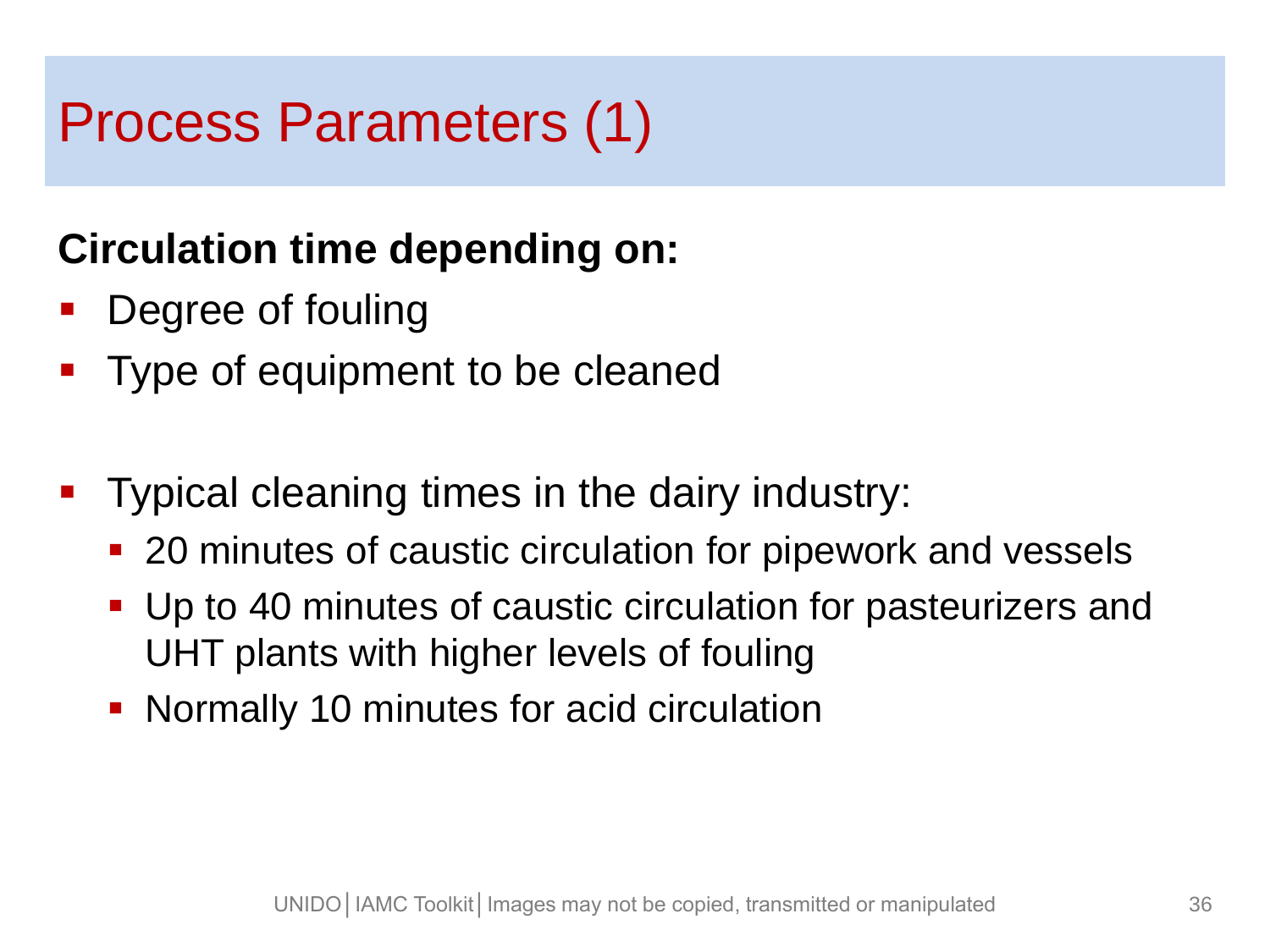# Process Parameters (1)

**Circulation time depending on:**

- Degree of fouling
- Type of equipment to be cleaned

- Typical cleaning times in the dairy industry:
  - 20 minutes of caustic circulation for pipework and vessels
  - Up to 40 minutes of caustic circulation for pasteurizers and UHT plants with higher levels of fouling
  - Normally 10 minutes for acid circulation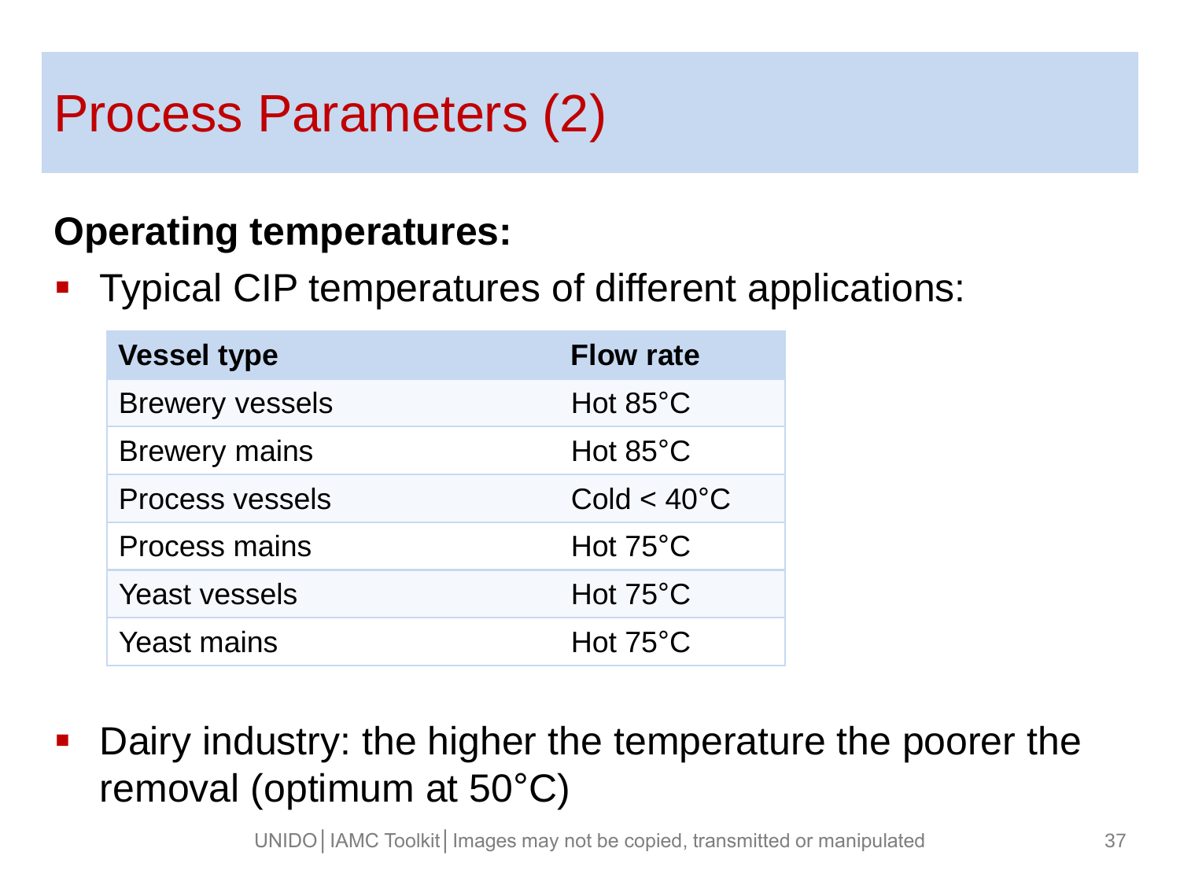# Process Parameters (2)

**Operating temperatures:**

- Typical CIP temperatures of different applications:

| Vessel type | Flow rate |
|---|---|
| Brewery vessels | Hot 85°C |
| Brewery mains | Hot 85°C |
| Process vessels | Cold < 40°C |
| Process mains | Hot 75°C |
| Yeast vessels | Hot 75°C |
| Yeast mains | Hot 75°C |

- Dairy industry: the higher the temperature the poorer the removal (optimum at 50°C)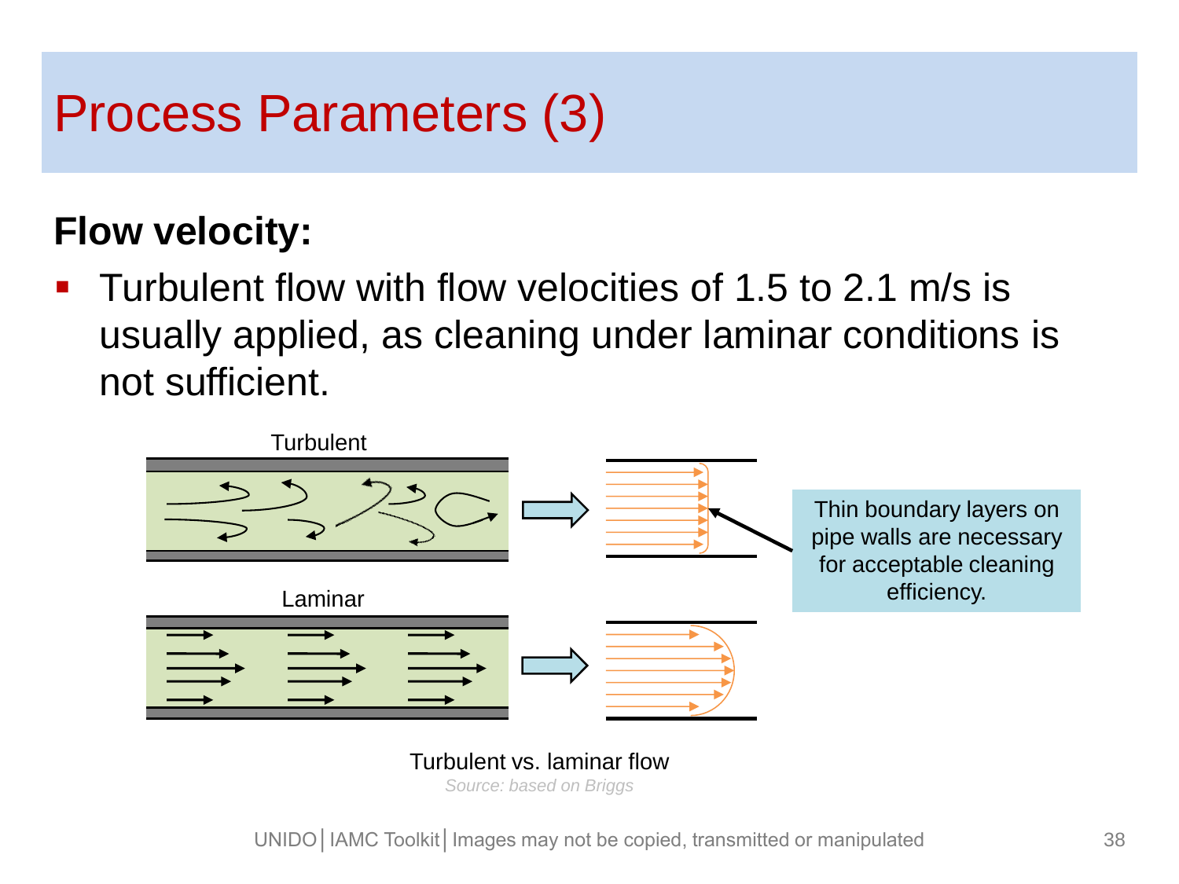# Process Parameters (3)

## Flow velocity:

- Turbulent flow with flow velocities of 1.5 to 2.1 m/s is usually applied, as cleaning under laminar conditions is not sufficient.

Turbulent

Laminar

Thin boundary layers on pipe walls are necessary for acceptable cleaning efficiency.

Turbulent vs. laminar flow

*Source: based on Briggs*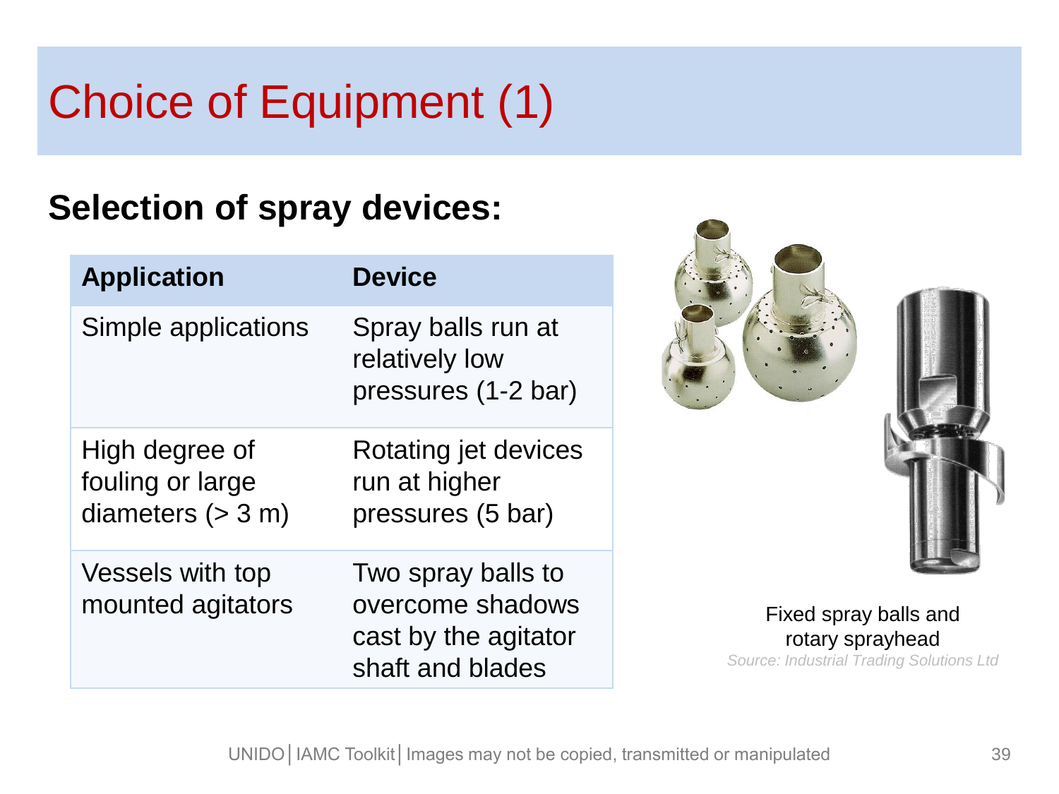# Choice of Equipment (1)

## Selection of spray devices:

| Application | Device |
|---|---|
| Simple applications | Spray balls run at relatively low pressures (1-2 bar) |
| High degree of fouling or large diameters (> 3 m) | Rotating jet devices run at higher pressures (5 bar) |
| Vessels with top mounted agitators | Two spray balls to overcome shadows cast by the agitator shaft and blades |

Fixed spray balls and rotary sprayhead

*Source: Industrial Trading Solutions Ltd*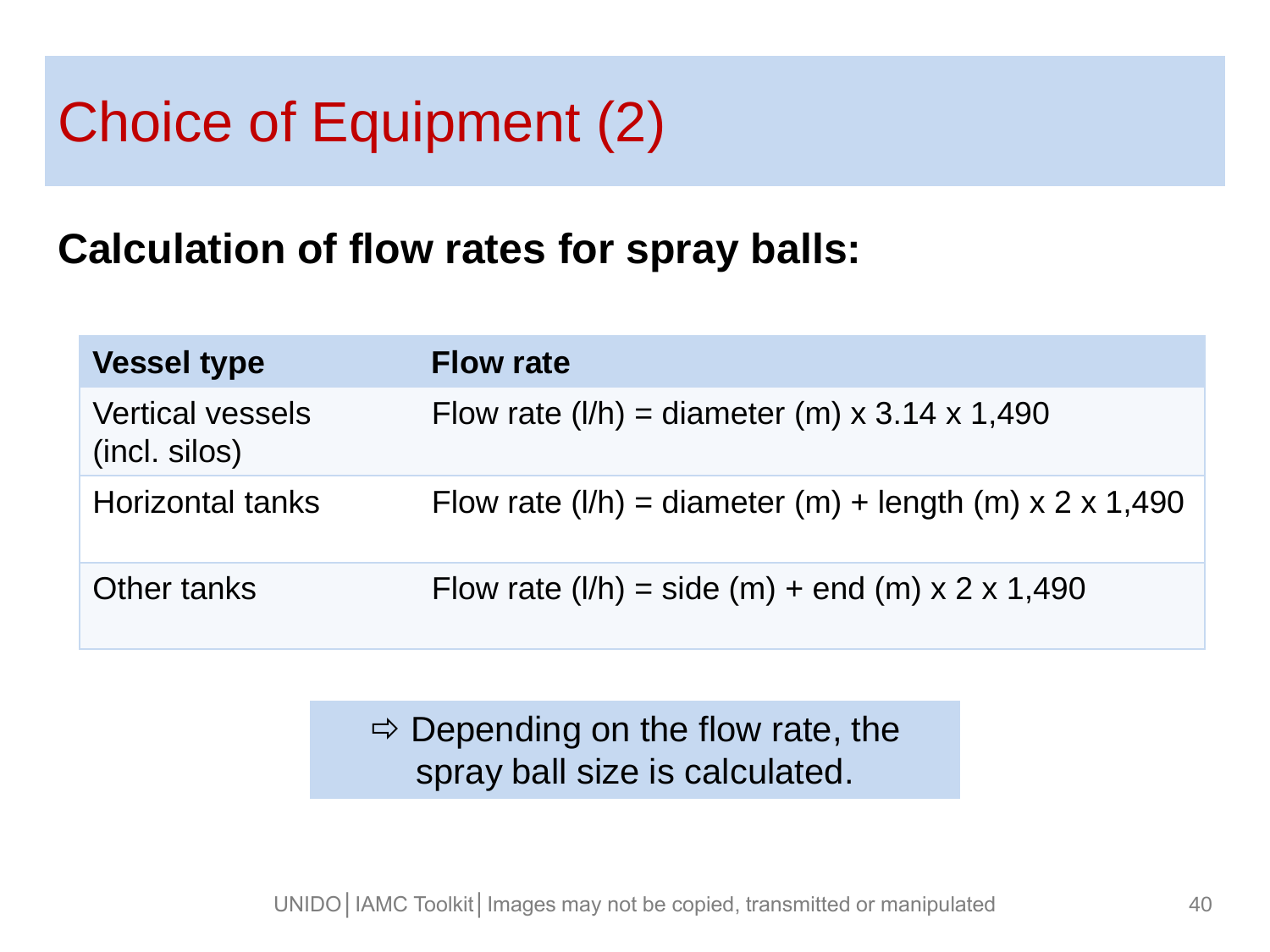# Choice of Equipment (2)

**Calculation of flow rates for spray balls:**

| Vessel type | Flow rate |
|---|---|
| Vertical vessels (incl. silos) | Flow rate (l/h) = diameter (m) x 3.14 x 1,490 |
| Horizontal tanks | Flow rate (l/h) = diameter (m) + length (m) x 2 x 1,490 |
| Other tanks | Flow rate (l/h) = side (m) + end (m) x 2 x 1,490 |

⇨ Depending on the flow rate, the spray ball size is calculated.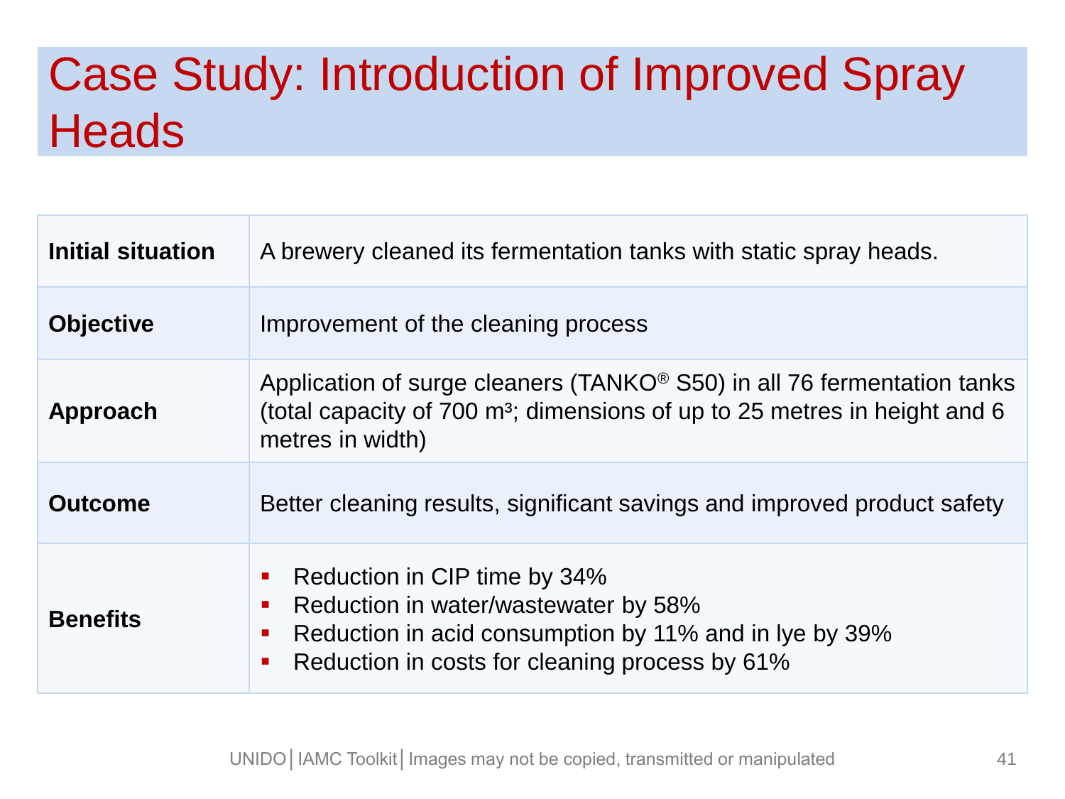# Case Study: Introduction of Improved Spray Heads

| | |
|---|---|
| **Initial situation** | A brewery cleaned its fermentation tanks with static spray heads. |
| **Objective** | Improvement of the cleaning process |
| **Approach** | Application of surge cleaners (TANKO® S50) in all 76 fermentation tanks (total capacity of 700 m³; dimensions of up to 25 metres in height and 6 metres in width) |
| **Outcome** | Better cleaning results, significant savings and improved product safety |
| **Benefits** | ▪ Reduction in CIP time by 34%<br>▪ Reduction in water/wastewater by 58%<br>▪ Reduction in acid consumption by 11% and in lye by 39%<br>▪ Reduction in costs for cleaning process by 61% |

UNIDO | IAMC Toolkit | Images may not be copied, transmitted or manipulated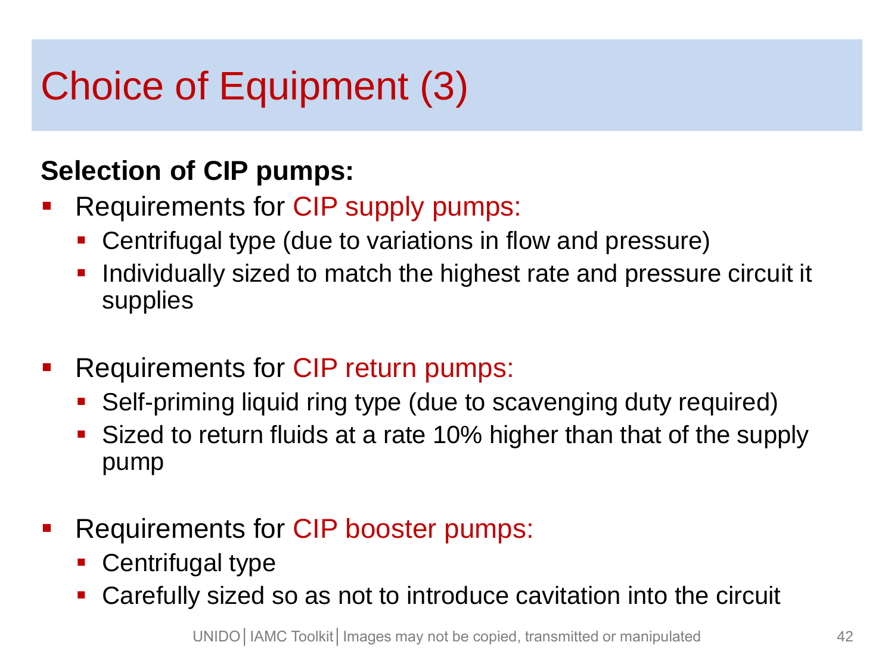# Choice of Equipment (3)

**Selection of CIP pumps:**

- Requirements for CIP supply pumps:
  - Centrifugal type (due to variations in flow and pressure)
  - Individually sized to match the highest rate and pressure circuit it supplies
- Requirements for CIP return pumps:
  - Self-priming liquid ring type (due to scavenging duty required)
  - Sized to return fluids at a rate 10% higher than that of the supply pump
- Requirements for CIP booster pumps:
  - Centrifugal type
  - Carefully sized so as not to introduce cavitation into the circuit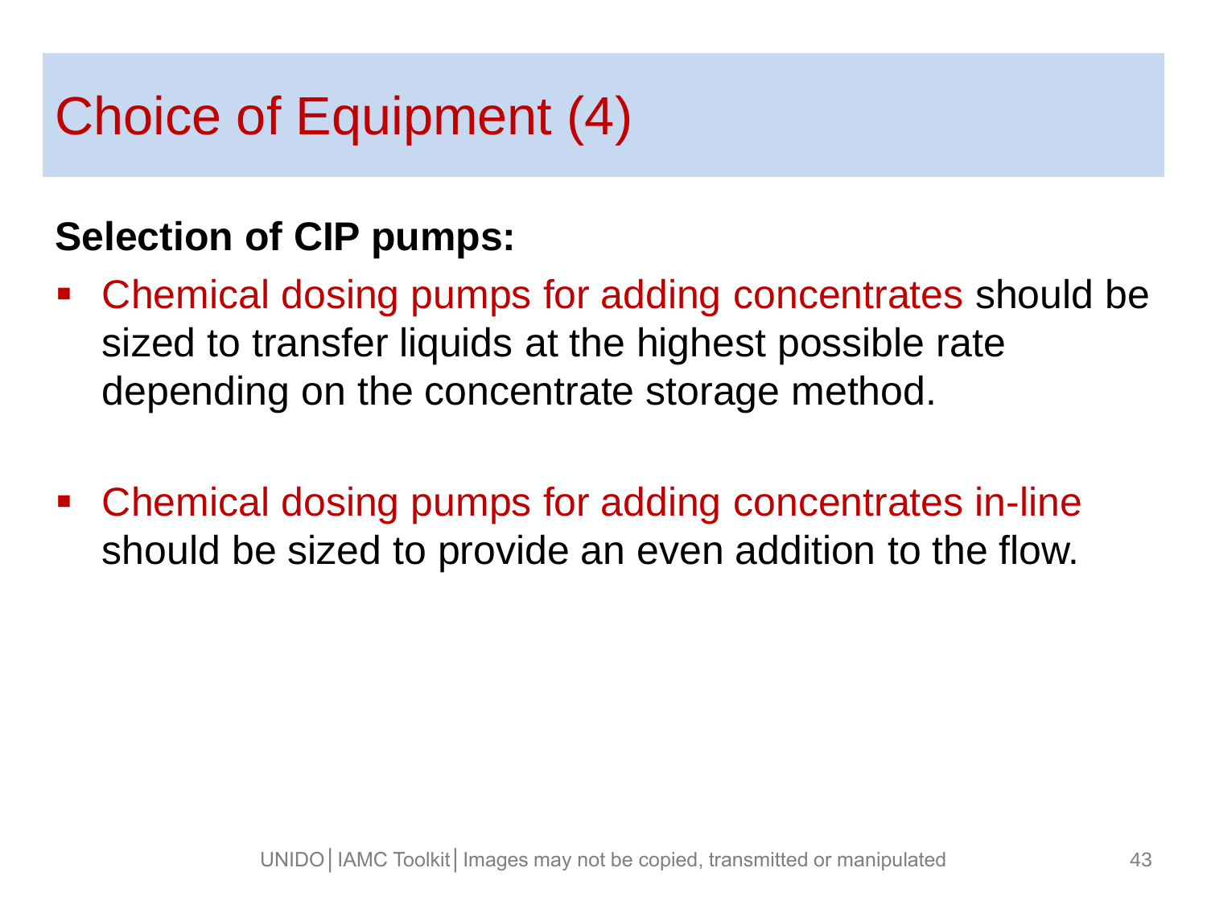# Choice of Equipment (4)

**Selection of CIP pumps:**

- Chemical dosing pumps for adding concentrates should be sized to transfer liquids at the highest possible rate depending on the concentrate storage method.

- Chemical dosing pumps for adding concentrates in-line should be sized to provide an even addition to the flow.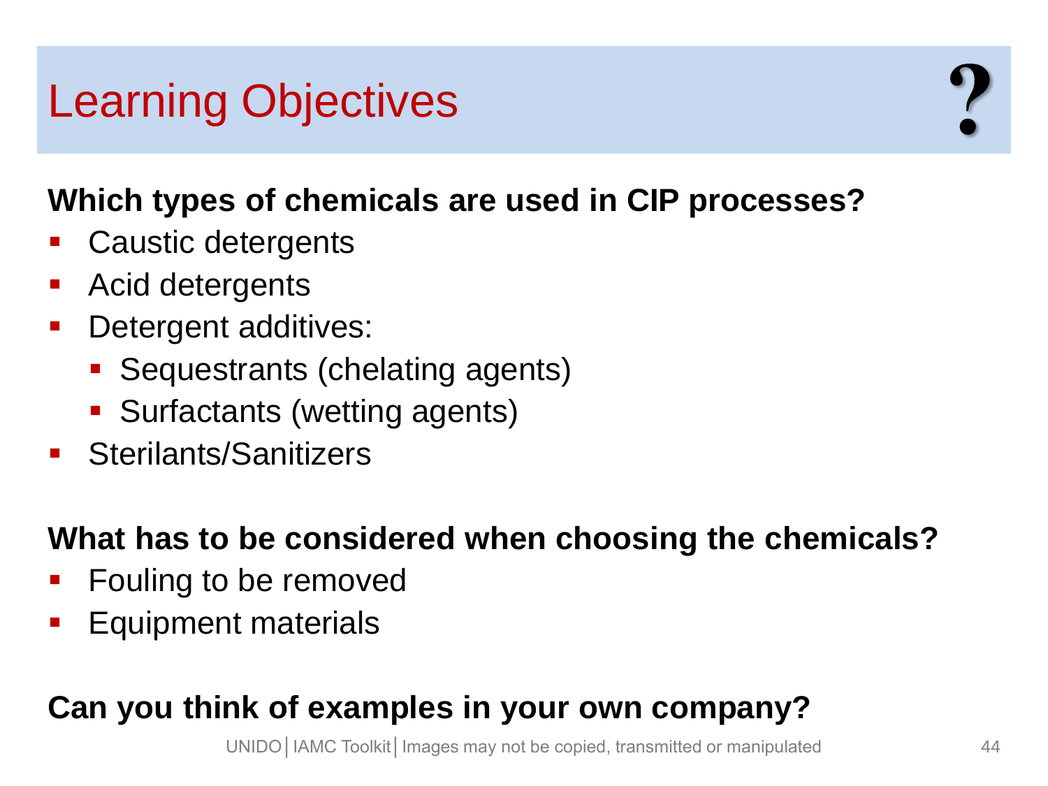# Learning Objectives

**Which types of chemicals are used in CIP processes?**

- Caustic detergents
- Acid detergents
- Detergent additives:
  - Sequestrants (chelating agents)
  - Surfactants (wetting agents)
- Sterilants/Sanitizers

**What has to be considered when choosing the chemicals?**

- Fouling to be removed
- Equipment materials

**Can you think of examples in your own company?**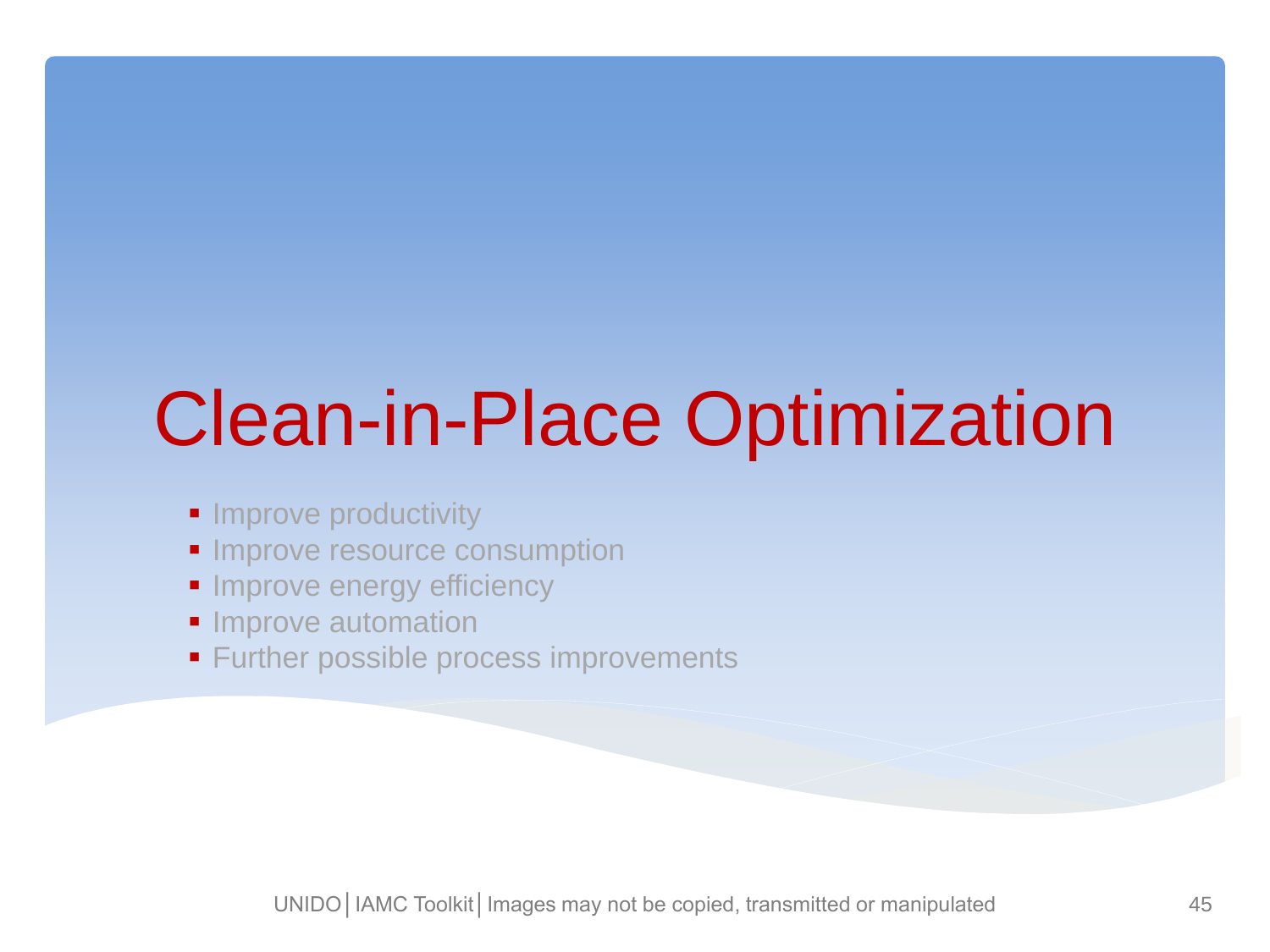# Clean-in-Place Optimization

- Improve productivity
- Improve resource consumption
- Improve energy efficiency
- Improve automation
- Further possible process improvements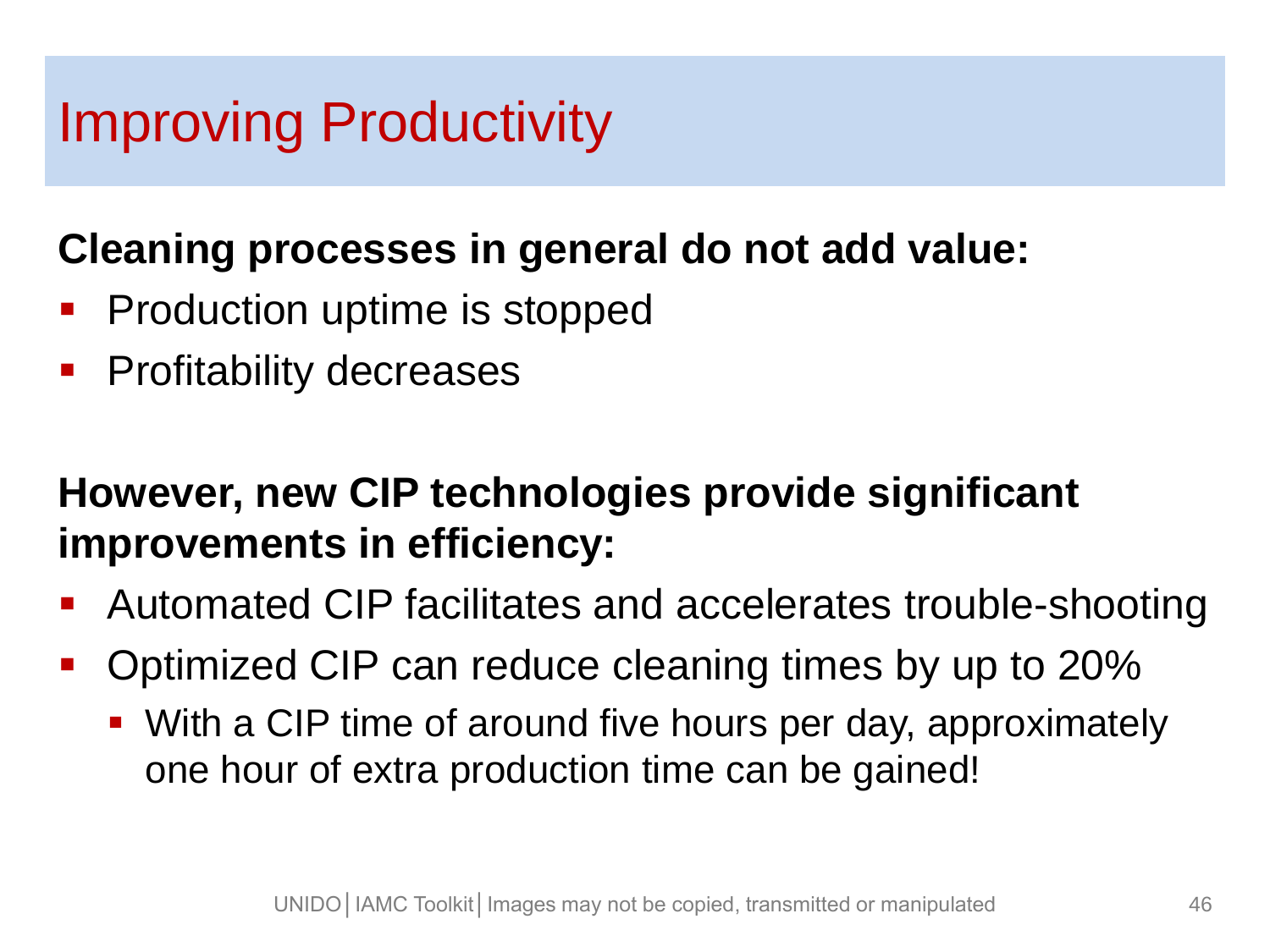# Improving Productivity

**Cleaning processes in general do not add value:**

- Production uptime is stopped
- Profitability decreases

**However, new CIP technologies provide significant improvements in efficiency:**

- Automated CIP facilitates and accelerates trouble-shooting
- Optimized CIP can reduce cleaning times by up to 20%
  - With a CIP time of around five hours per day, approximately one hour of extra production time can be gained!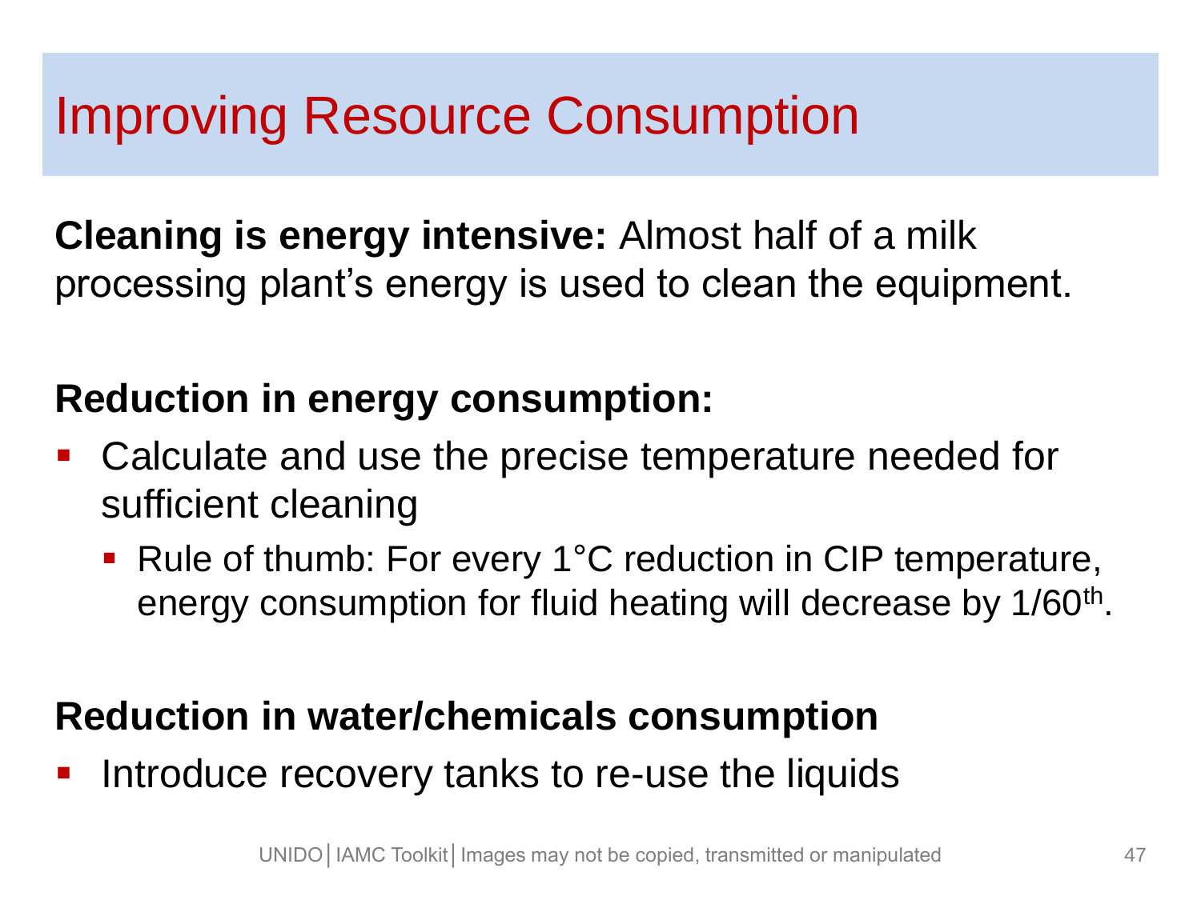# Improving Resource Consumption

**Cleaning is energy intensive:** Almost half of a milk processing plant's energy is used to clean the equipment.

**Reduction in energy consumption:**

- Calculate and use the precise temperature needed for sufficient cleaning
  - Rule of thumb: For every 1°C reduction in CIP temperature, energy consumption for fluid heating will decrease by $1/60^{th}$.

**Reduction in water/chemicals consumption**

- Introduce recovery tanks to re-use the liquids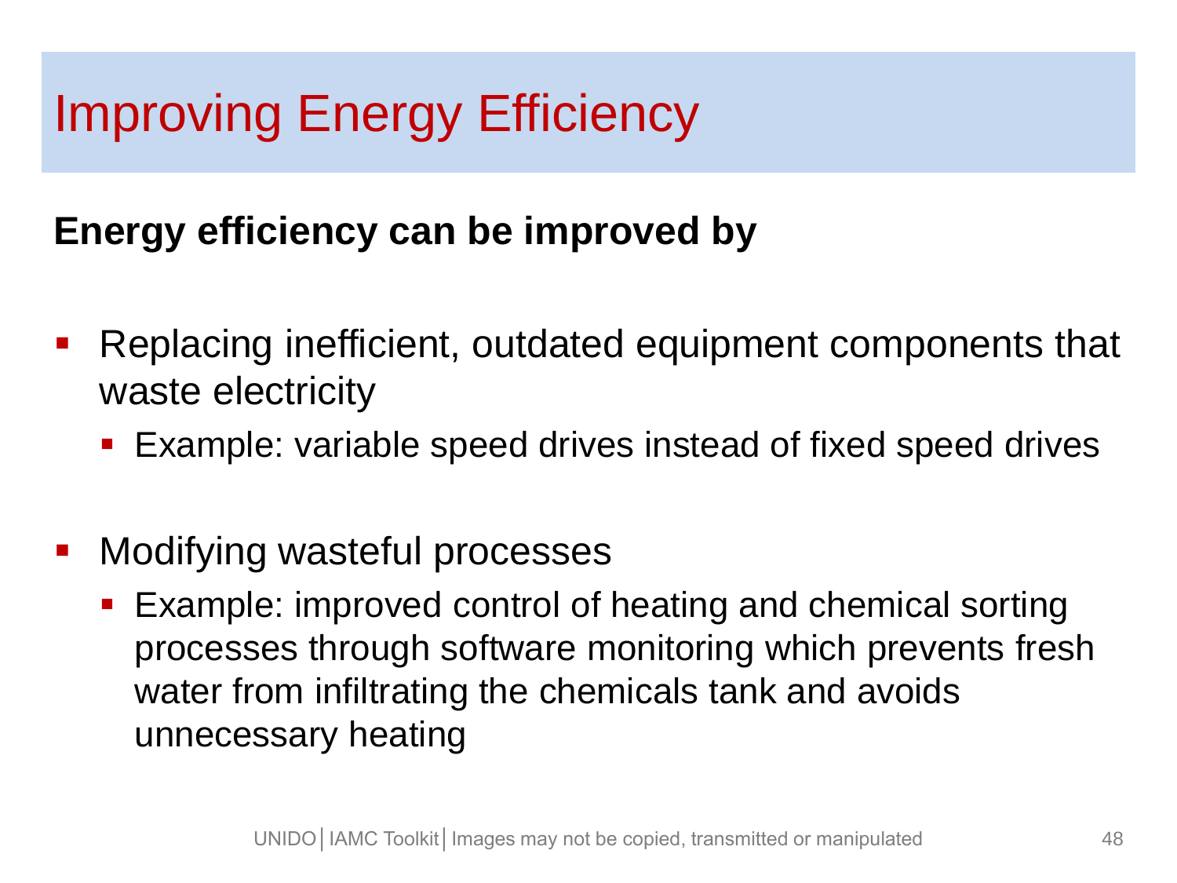# Improving Energy Efficiency

**Energy efficiency can be improved by**

- Replacing inefficient, outdated equipment components that waste electricity
  - Example: variable speed drives instead of fixed speed drives
- Modifying wasteful processes
  - Example: improved control of heating and chemical sorting processes through software monitoring which prevents fresh water from infiltrating the chemicals tank and avoids unnecessary heating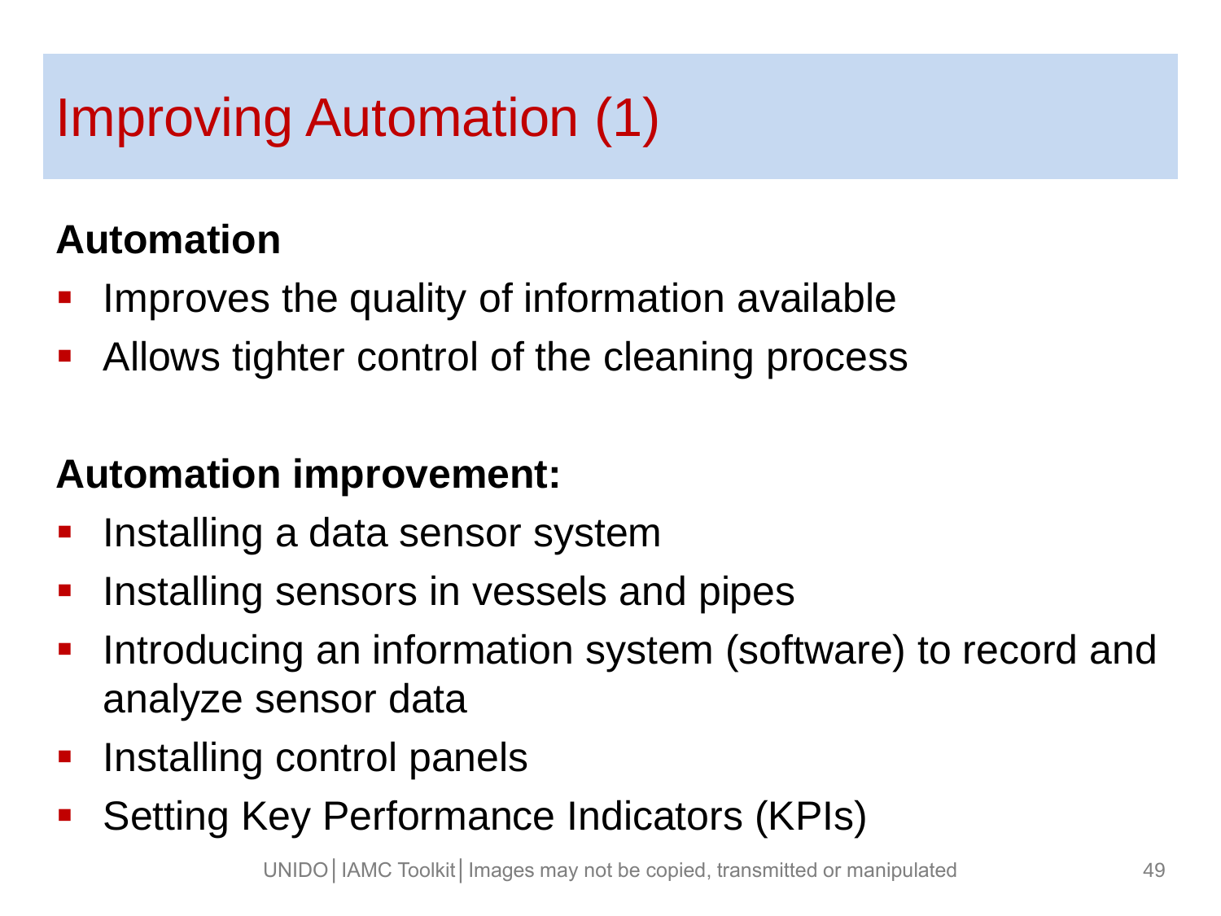# Improving Automation (1)

**Automation**

- Improves the quality of information available
- Allows tighter control of the cleaning process

**Automation improvement:**

- Installing a data sensor system
- Installing sensors in vessels and pipes
- Introducing an information system (software) to record and analyze sensor data
- Installing control panels
- Setting Key Performance Indicators (KPIs)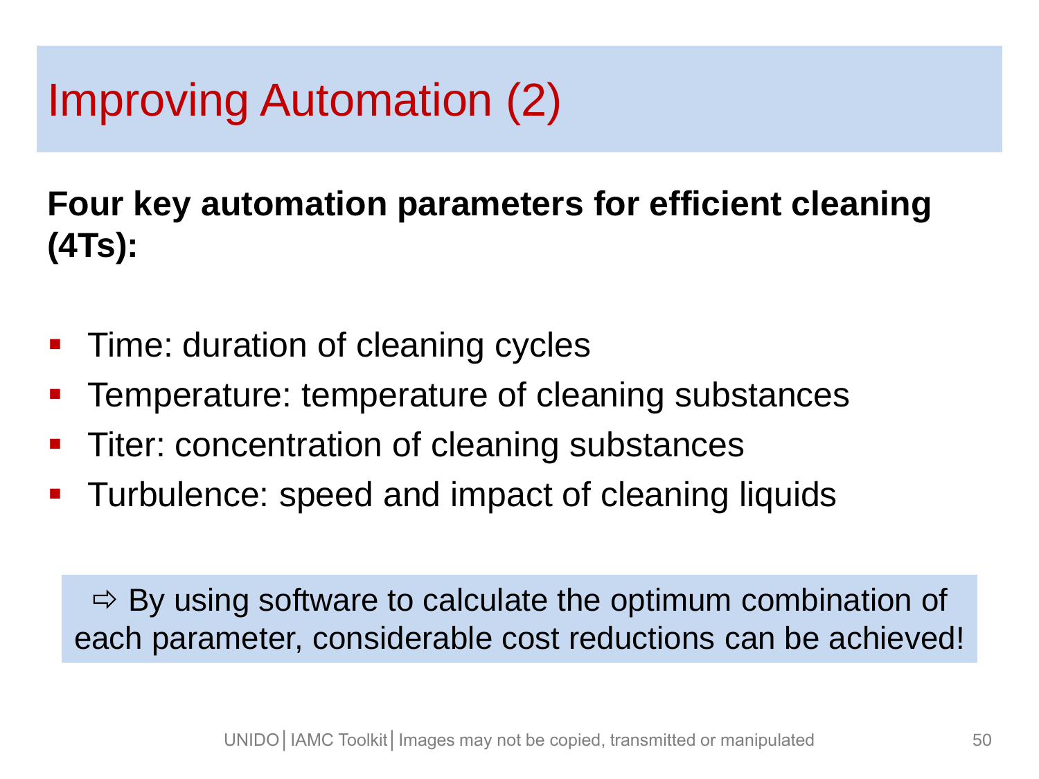# Improving Automation (2)

**Four key automation parameters for efficient cleaning (4Ts):**

- Time: duration of cleaning cycles
- Temperature: temperature of cleaning substances
- Titer: concentration of cleaning substances
- Turbulence: speed and impact of cleaning liquids

⇨ By using software to calculate the optimum combination of each parameter, considerable cost reductions can be achieved!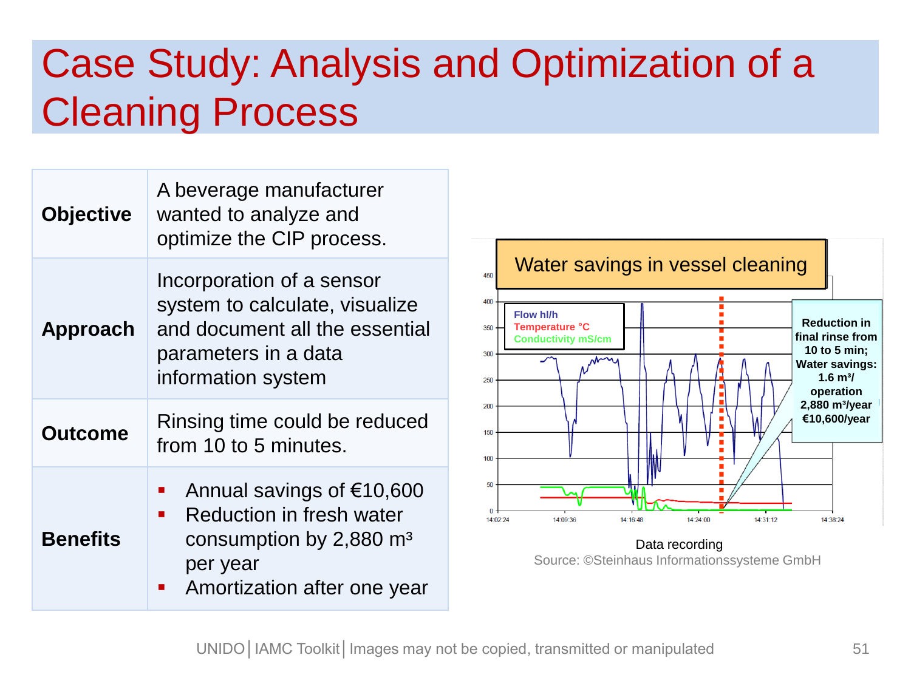# Case Study: Analysis and Optimization of a Cleaning Process

| | |
|---|---|
| **Objective** | A beverage manufacturer wanted to analyze and optimize the CIP process. |
| **Approach** | Incorporation of a sensor system to calculate, visualize and document all the essential parameters in a data information system |
| **Outcome** | Rinsing time could be reduced from 10 to 5 minutes. |
| **Benefits** | ▪ Annual savings of €10,600<br>▪ Reduction in fresh water consumption by 2,880 m³ per year<br>▪ Amortization after one year |

Water savings in vessel cleaning

Flow hl/h
Temperature °C
Conductivity mS/cm

Reduction in final rinse from 10 to 5 min; Water savings: 1.6 m³/ operation 2,880 m³/year €10,600/year

Data recording

Source: ©Steinhaus Informationssysteme GmbH

UNIDO | IAMC Toolkit | Images may not be copied, transmitted or manipulated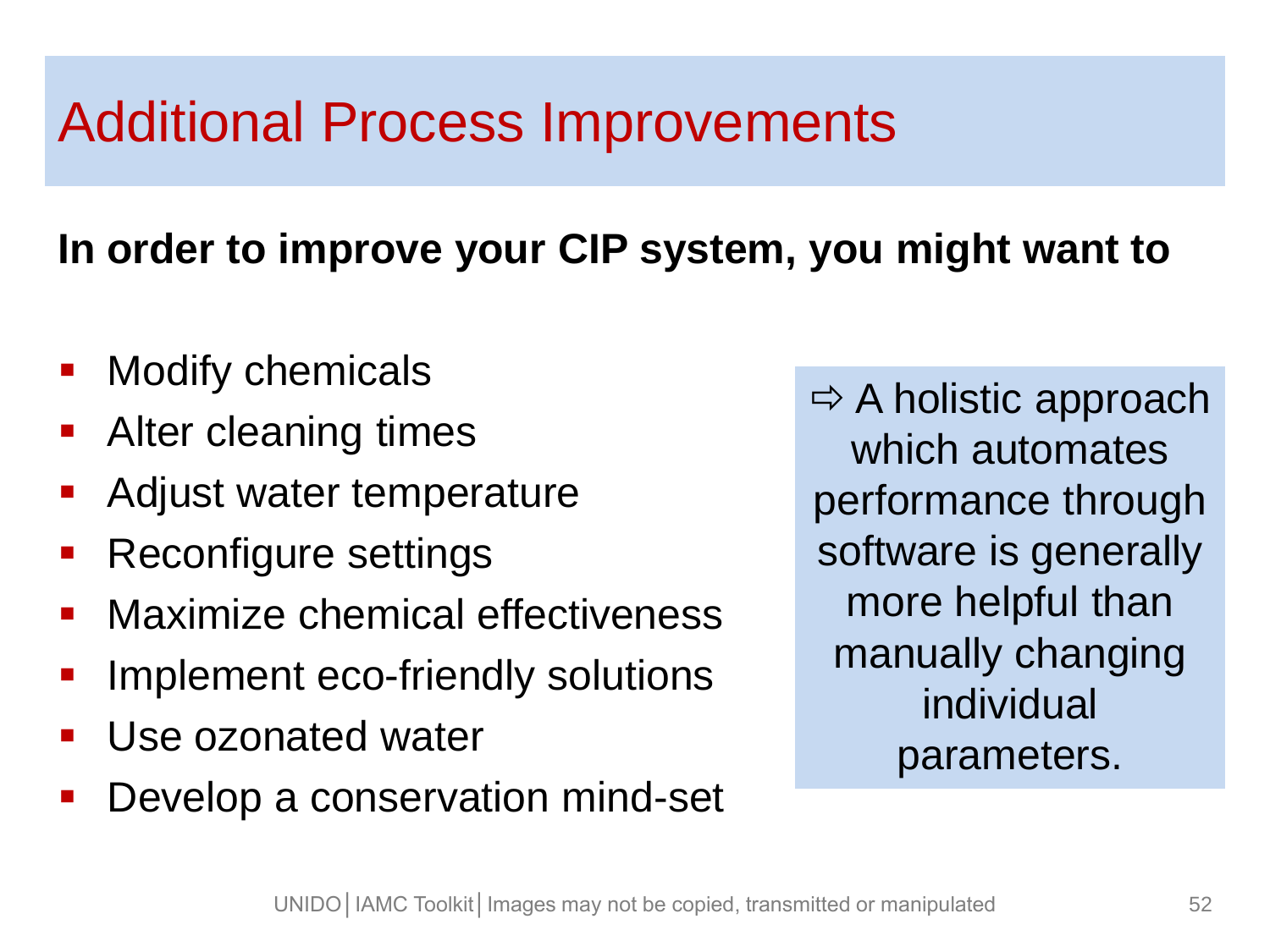# Additional Process Improvements

**In order to improve your CIP system, you might want to**

- Modify chemicals
- Alter cleaning times
- Adjust water temperature
- Reconfigure settings
- Maximize chemical effectiveness
- Implement eco-friendly solutions
- Use ozonated water
- Develop a conservation mind-set

⇨ A holistic approach which automates performance through software is generally more helpful than manually changing individual parameters.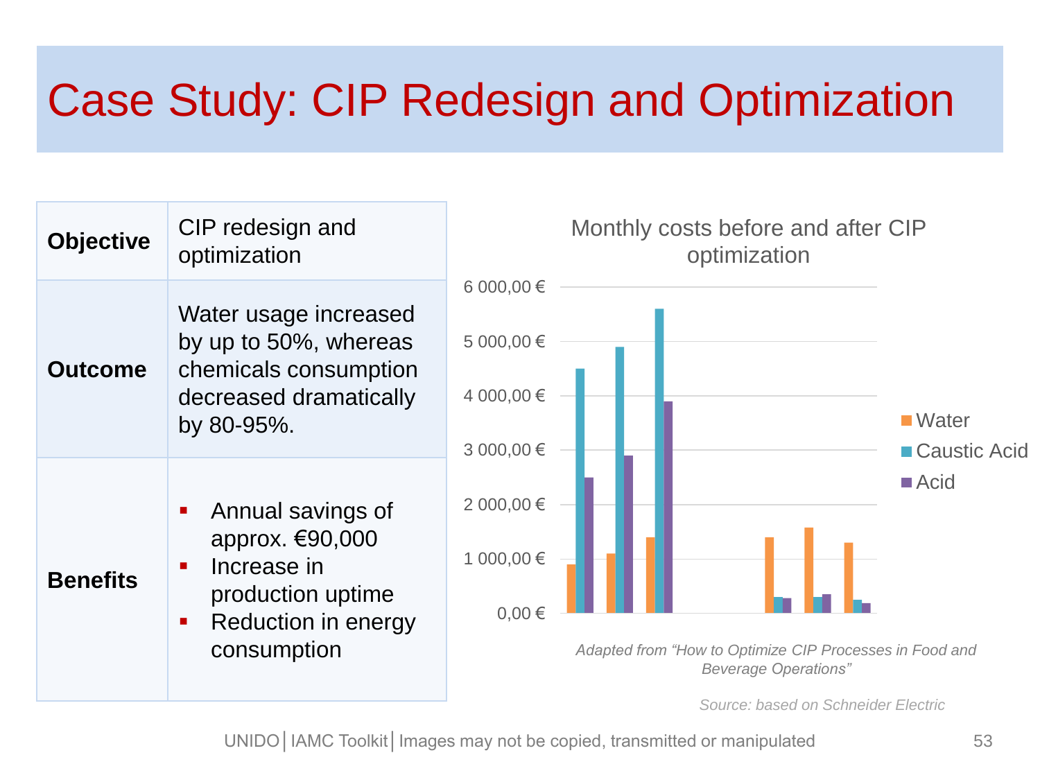# Case Study: CIP Redesign and Optimization

| | |
|---|---|
| **Objective** | CIP redesign and optimization |
| **Outcome** | Water usage increased by up to 50%, whereas chemicals consumption decreased dramatically by 80-95%. |
| **Benefits** | ▪ Annual savings of approx. €90,000<br>▪ Increase in production uptime<br>▪ Reduction in energy consumption |

Monthly costs before and after CIP optimization

*Adapted from "How to Optimize CIP Processes in Food and Beverage Operations"*

*Source: based on Schneider Electric*

UNIDO | IAMC Toolkit | Images may not be copied, transmitted or manipulated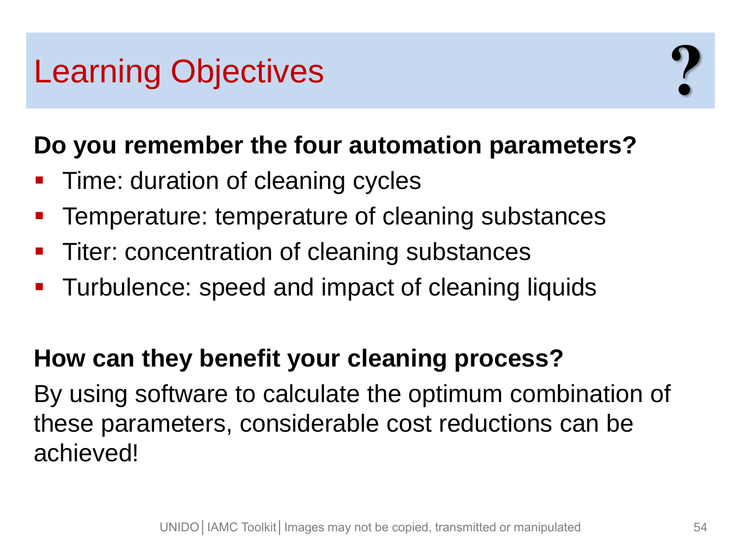# Learning Objectives

**Do you remember the four automation parameters?**

- Time: duration of cleaning cycles
- Temperature: temperature of cleaning substances
- Titer: concentration of cleaning substances
- Turbulence: speed and impact of cleaning liquids

**How can they benefit your cleaning process?**

By using software to calculate the optimum combination of these parameters, considerable cost reductions can be achieved!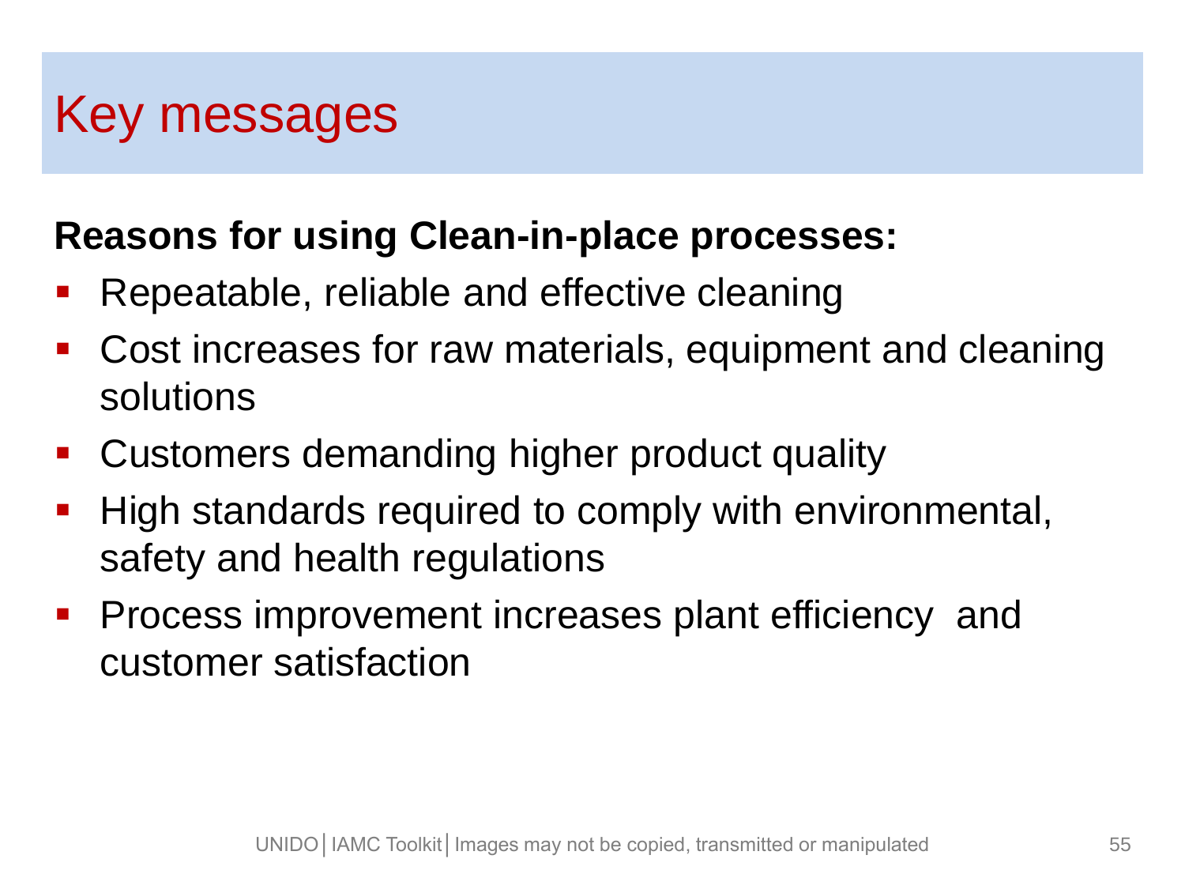# Key messages

**Reasons for using Clean-in-place processes:**

- Repeatable, reliable and effective cleaning
- Cost increases for raw materials, equipment and cleaning solutions
- Customers demanding higher product quality
- High standards required to comply with environmental, safety and health regulations
- Process improvement increases plant efficiency and customer satisfaction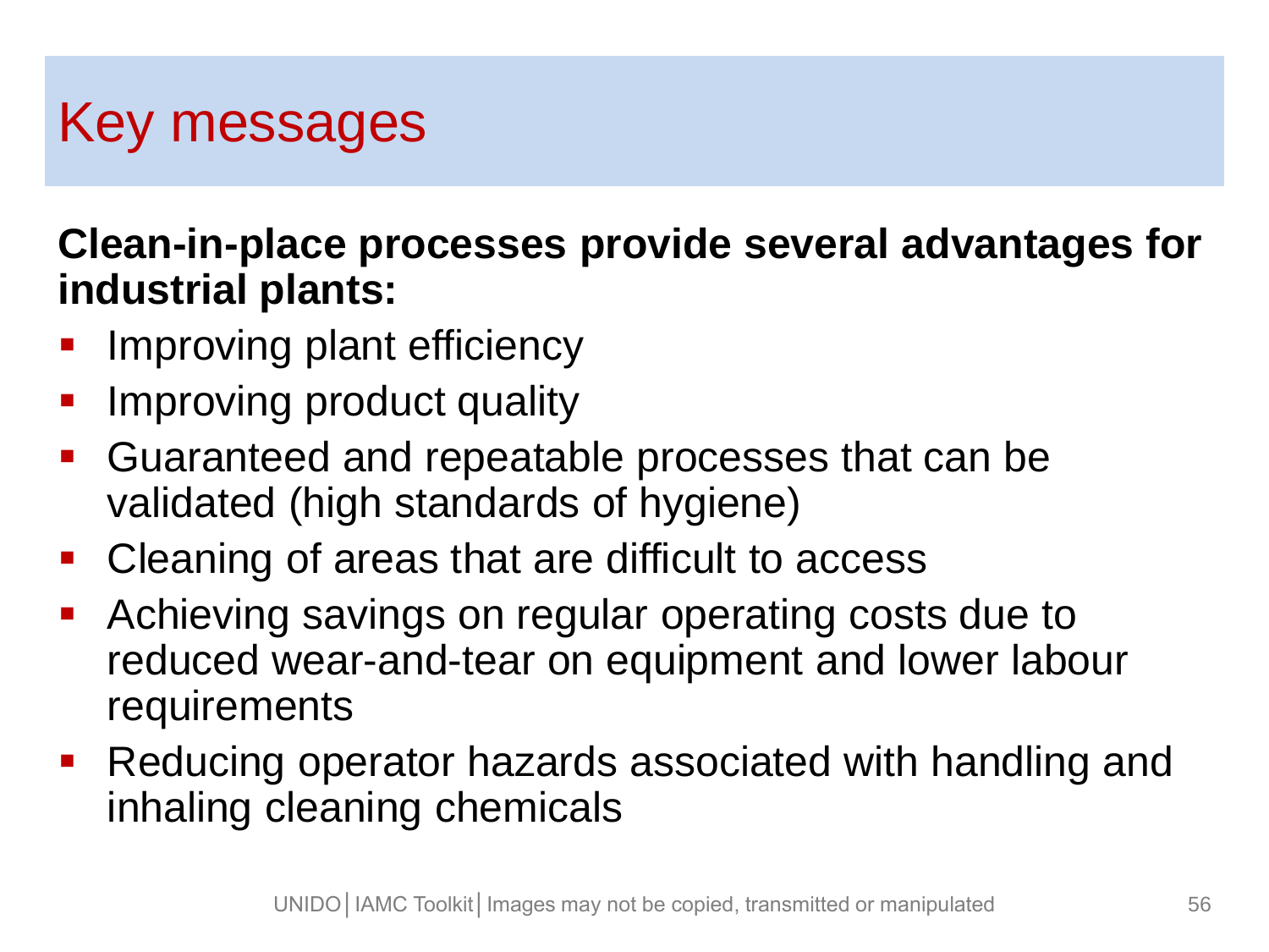# Key messages

**Clean-in-place processes provide several advantages for industrial plants:**

- Improving plant efficiency
- Improving product quality
- Guaranteed and repeatable processes that can be validated (high standards of hygiene)
- Cleaning of areas that are difficult to access
- Achieving savings on regular operating costs due to reduced wear-and-tear on equipment and lower labour requirements
- Reducing operator hazards associated with handling and inhaling cleaning chemicals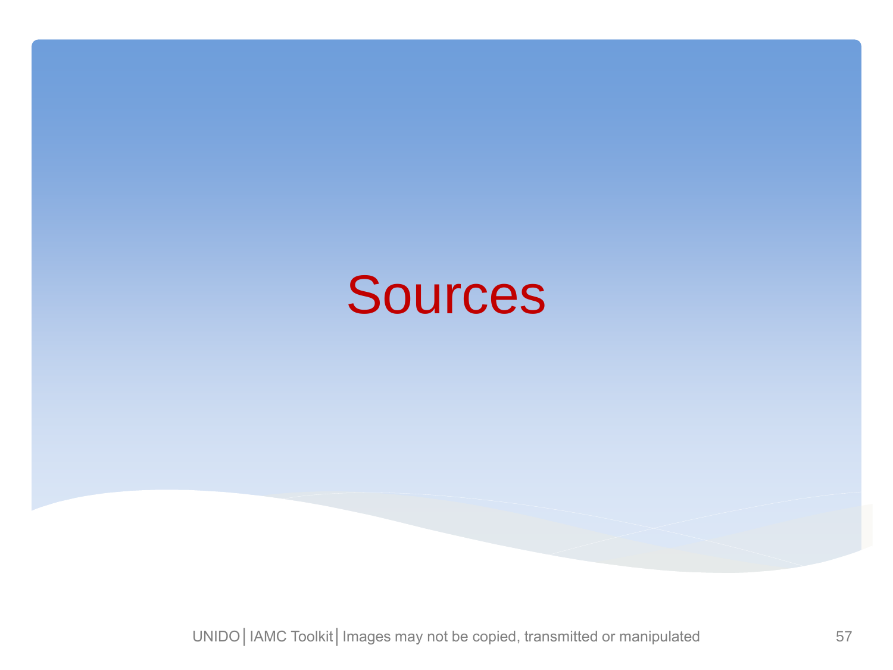# Sources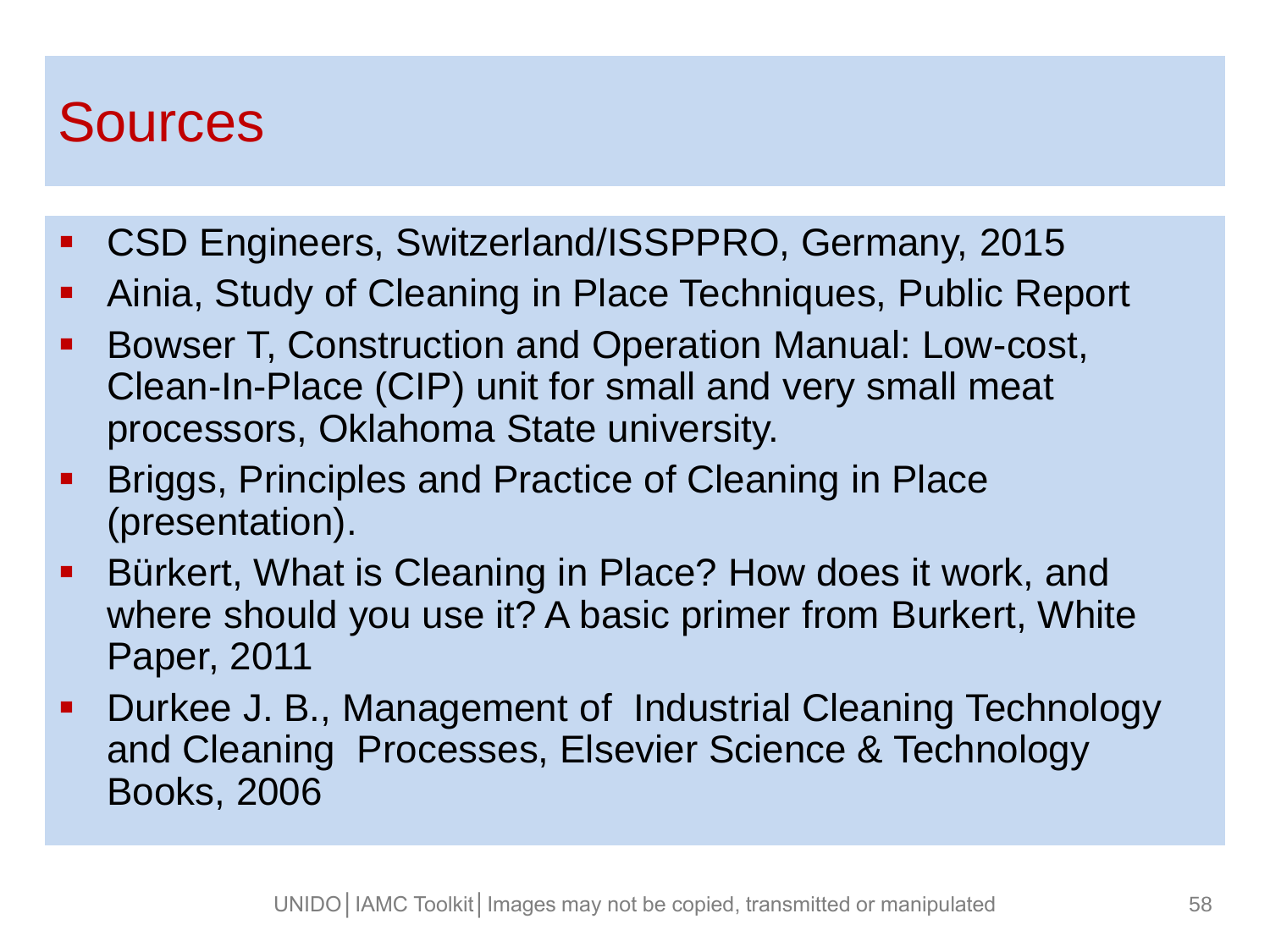# Sources

- CSD Engineers, Switzerland/ISSPPRO, Germany, 2015
- Ainia, Study of Cleaning in Place Techniques, Public Report
- Bowser T, Construction and Operation Manual: Low-cost, Clean-In-Place (CIP) unit for small and very small meat processors, Oklahoma State university.
- Briggs, Principles and Practice of Cleaning in Place (presentation).
- Bürkert, What is Cleaning in Place? How does it work, and where should you use it? A basic primer from Burkert, White Paper, 2011
- Durkee J. B., Management of Industrial Cleaning Technology and Cleaning Processes, Elsevier Science & Technology Books, 2006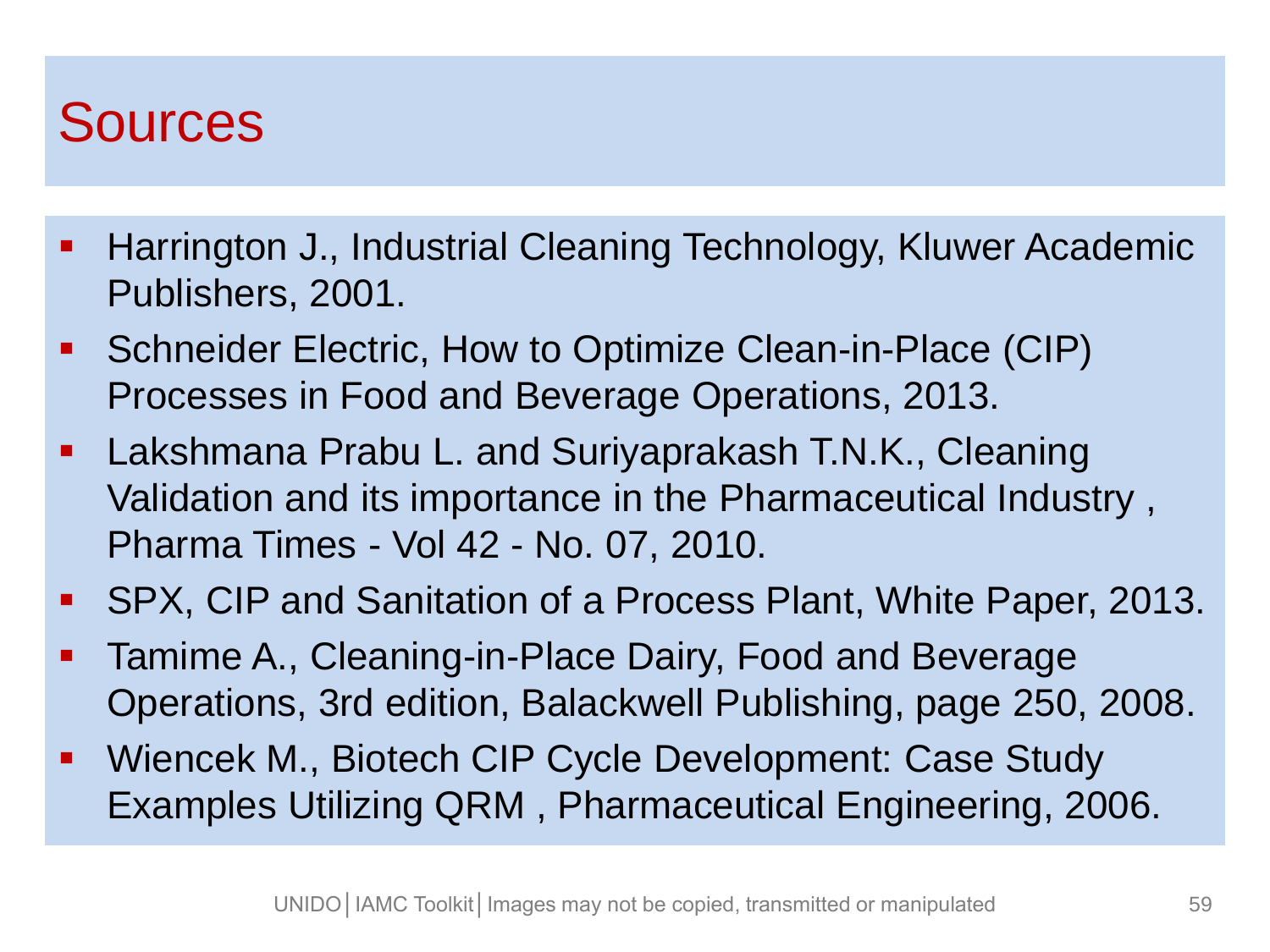# Sources

- Harrington J., Industrial Cleaning Technology, Kluwer Academic Publishers, 2001.
- Schneider Electric, How to Optimize Clean-in-Place (CIP) Processes in Food and Beverage Operations, 2013.
- Lakshmana Prabu L. and Suriyaprakash T.N.K., Cleaning Validation and its importance in the Pharmaceutical Industry , Pharma Times - Vol 42 - No. 07, 2010.
- SPX, CIP and Sanitation of a Process Plant, White Paper, 2013.
- Tamime A., Cleaning-in-Place Dairy, Food and Beverage Operations, 3rd edition, Balackwell Publishing, page 250, 2008.
- Wiencek M., Biotech CIP Cycle Development: Case Study Examples Utilizing QRM , Pharmaceutical Engineering, 2006.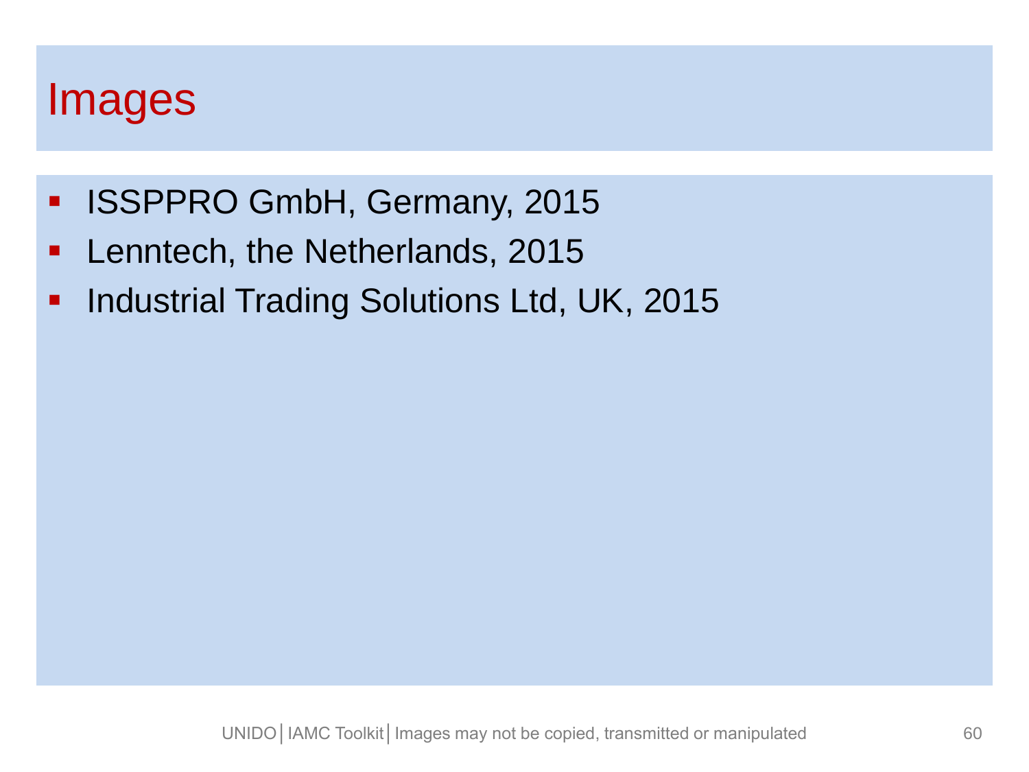# Images

- ISSPPRO GmbH, Germany, 2015
- Lenntech, the Netherlands, 2015
- Industrial Trading Solutions Ltd, UK, 2015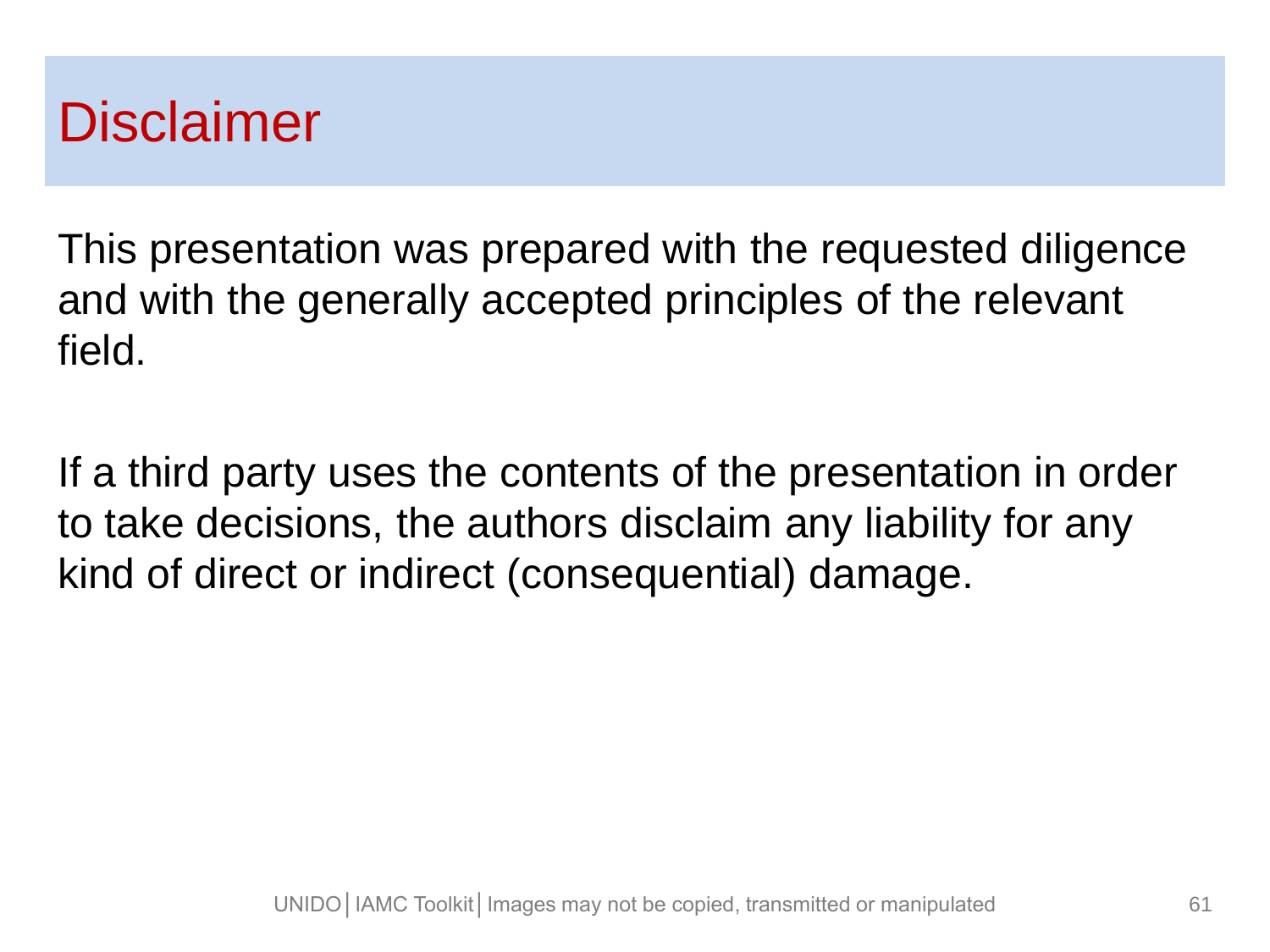# Disclaimer

This presentation was prepared with the requested diligence and with the generally accepted principles of the relevant field.

If a third party uses the contents of the presentation in order to take decisions, the authors disclaim any liability for any kind of direct or indirect (consequential) damage.